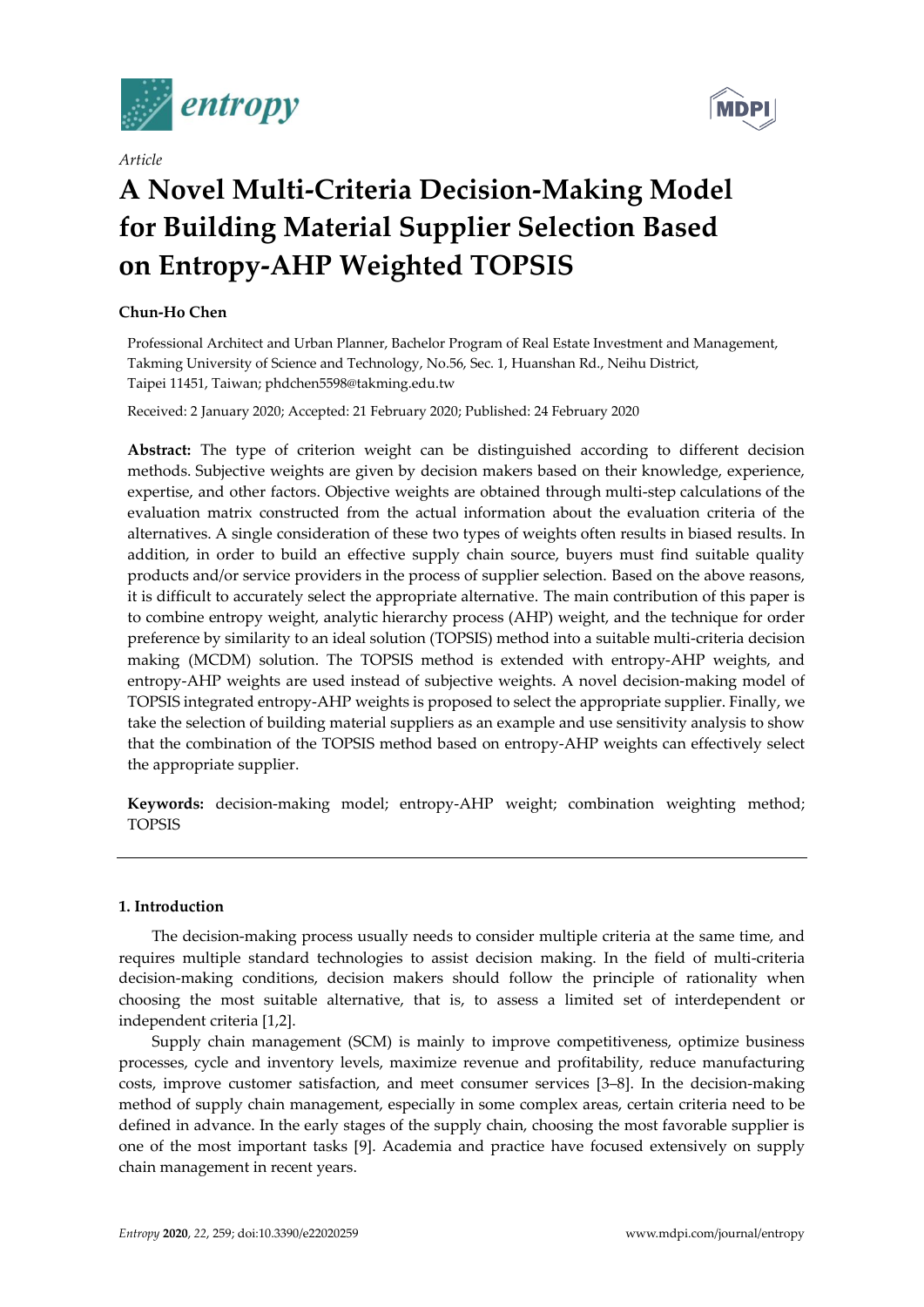*Article*

# A Novel Multi-Criteria Decision-Making Model for Building Material Supplier Selection Based on Entropy-AHP Weighted TOPSIS

**Chun-Ho Chen**

Professional Architect and Urban Planner, Bachelor Program of Real Estate Investment and Management, Takming University of Science and Technology, No.56, Sec. 1, Huanshan Rd., Neihu District, Taipei 11451, Taiwan; phdchen5598@takming.edu.tw

Received: 2 January 2020; Accepted: 21 February 2020; Published: 24 February 2020

**Abstract:** The type of criterion weight can be distinguished according to different decision methods. Subjective weights are given by decision makers based on their knowledge, experience, expertise, and other factors. Objective weights are obtained through multi-step calculations of the evaluation matrix constructed from the actual information about the evaluation criteria of the alternatives. A single consideration of these two types of weights often results in biased results. In addition, in order to build an effective supply chain source, buyers must find suitable quality products and/or service providers in the process of supplier selection. Based on the above reasons, it is difficult to accurately select the appropriate alternative. The main contribution of this paper is to combine entropy weight, analytic hierarchy process (AHP) weight, and the technique for order preference by similarity to an ideal solution (TOPSIS) method into a suitable multi-criteria decision making (MCDM) solution. The TOPSIS method is extended with entropy-AHP weights, and entropy-AHP weights are used instead of subjective weights. A novel decision-making model of TOPSIS integrated entropy-AHP weights is proposed to select the appropriate supplier. Finally, we take the selection of building material suppliers as an example and use sensitivity analysis to show that the combination of the TOPSIS method based on entropy-AHP weights can effectively select the appropriate supplier.

**Keywords:** decision-making model; entropy-AHP weight; combination weighting method; TOPSIS

## 1. Introduction

The decision-making process usually needs to consider multiple criteria at the same time, and requires multiple standard technologies to assist decision making. In the field of multi-criteria decision-making conditions, decision makers should follow the principle of rationality when choosing the most suitable alternative, that is, to assess a limited set of interdependent or independent criteria [1,2].

Supply chain management (SCM) is mainly to improve competitiveness, optimize business processes, cycle and inventory levels, maximize revenue and profitability, reduce manufacturing costs, improve customer satisfaction, and meet consumer services [3–8]. In the decision-making method of supply chain management, especially in some complex areas, certain criteria need to be defined in advance. In the early stages of the supply chain, choosing the most favorable supplier is one of the most important tasks [9]. Academia and practice have focused extensively on supply chain management in recent years.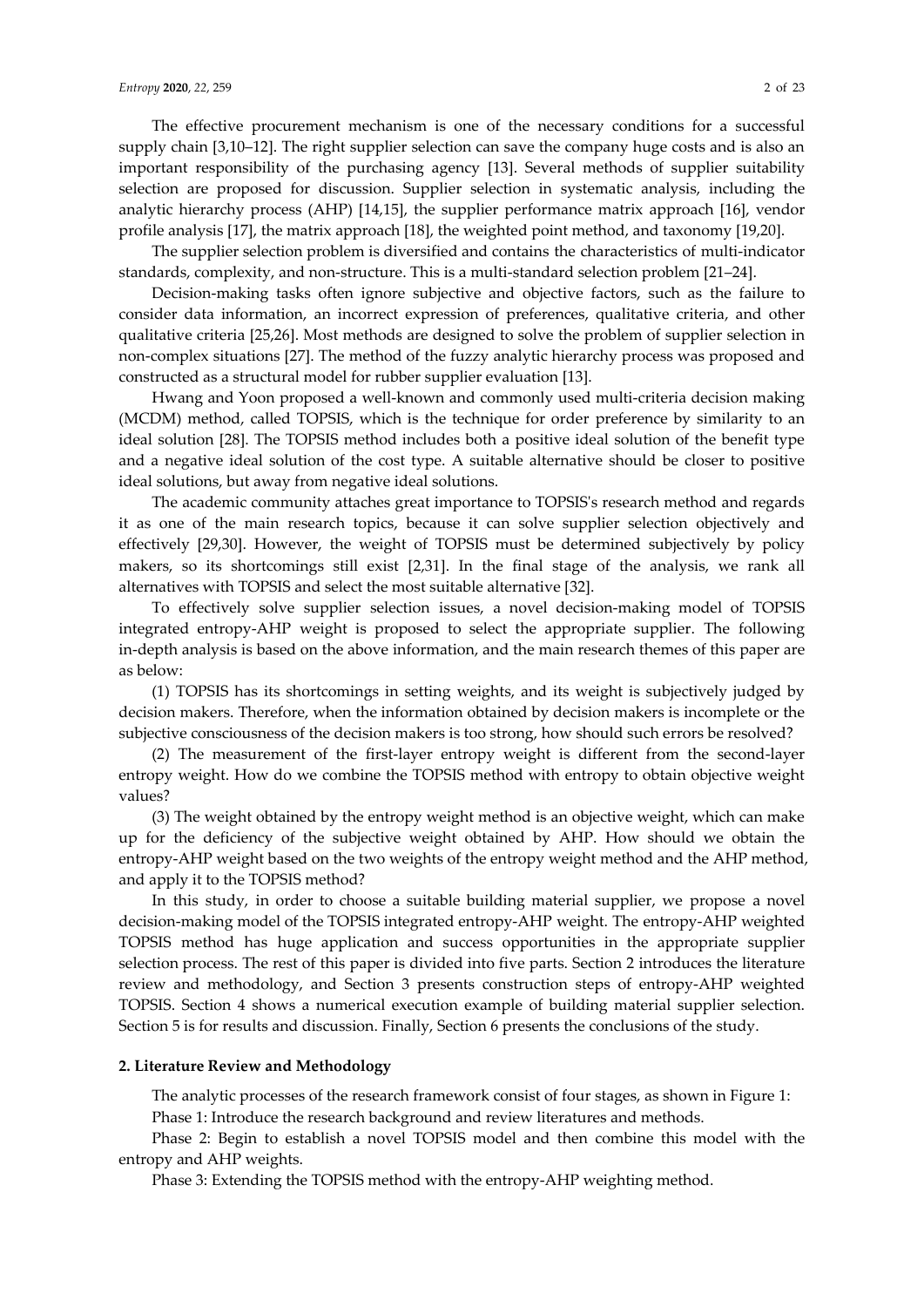The effective procurement mechanism is one of the necessary conditions for a successful supply chain [3,10–12]. The right supplier selection can save the company huge costs and is also an important responsibility of the purchasing agency [13]. Several methods of supplier suitability selection are proposed for discussion. Supplier selection in systematic analysis, including the analytic hierarchy process (AHP) [14,15], the supplier performance matrix approach [16], vendor profile analysis [17], the matrix approach [18], the weighted point method, and taxonomy [19,20].

The supplier selection problem is diversified and contains the characteristics of multi-indicator standards, complexity, and non-structure. This is a multi-standard selection problem [21–24].

Decision-making tasks often ignore subjective and objective factors, such as the failure to consider data information, an incorrect expression of preferences, qualitative criteria, and other qualitative criteria [25,26]. Most methods are designed to solve the problem of supplier selection in non-complex situations [27]. The method of the fuzzy analytic hierarchy process was proposed and constructed as a structural model for rubber supplier evaluation [13].

Hwang and Yoon proposed a well-known and commonly used multi-criteria decision making (MCDM) method, called TOPSIS, which is the technique for order preference by similarity to an ideal solution [28]. The TOPSIS method includes both a positive ideal solution of the benefit type and a negative ideal solution of the cost type. A suitable alternative should be closer to positive ideal solutions, but away from negative ideal solutions.

The academic community attaches great importance to TOPSIS's research method and regards it as one of the main research topics, because it can solve supplier selection objectively and effectively [29,30]. However, the weight of TOPSIS must be determined subjectively by policy makers, so its shortcomings still exist [2,31]. In the final stage of the analysis, we rank all alternatives with TOPSIS and select the most suitable alternative [32].

To effectively solve supplier selection issues, a novel decision-making model of TOPSIS integrated entropy-AHP weight is proposed to select the appropriate supplier. The following in-depth analysis is based on the above information, and the main research themes of this paper are as below:

(1) TOPSIS has its shortcomings in setting weights, and its weight is subjectively judged by decision makers. Therefore, when the information obtained by decision makers is incomplete or the subjective consciousness of the decision makers is too strong, how should such errors be resolved?

(2) The measurement of the first-layer entropy weight is different from the second-layer entropy weight. How do we combine the TOPSIS method with entropy to obtain objective weight values?

(3) The weight obtained by the entropy weight method is an objective weight, which can make up for the deficiency of the subjective weight obtained by AHP. How should we obtain the entropy-AHP weight based on the two weights of the entropy weight method and the AHP method, and apply it to the TOPSIS method?

In this study, in order to choose a suitable building material supplier, we propose a novel decision-making model of the TOPSIS integrated entropy-AHP weight. The entropy-AHP weighted TOPSIS method has huge application and success opportunities in the appropriate supplier selection process. The rest of this paper is divided into five parts. Section 2 introduces the literature review and methodology, and Section 3 presents construction steps of entropy-AHP weighted TOPSIS. Section 4 shows a numerical execution example of building material supplier selection. Section 5 is for results and discussion. Finally, Section 6 presents the conclusions of the study.

## 2. Literature Review and Methodology

The analytic processes of the research framework consist of four stages, as shown in Figure 1:

Phase 1: Introduce the research background and review literatures and methods.

Phase 2: Begin to establish a novel TOPSIS model and then combine this model with the entropy and AHP weights.

Phase 3: Extending the TOPSIS method with the entropy-AHP weighting method.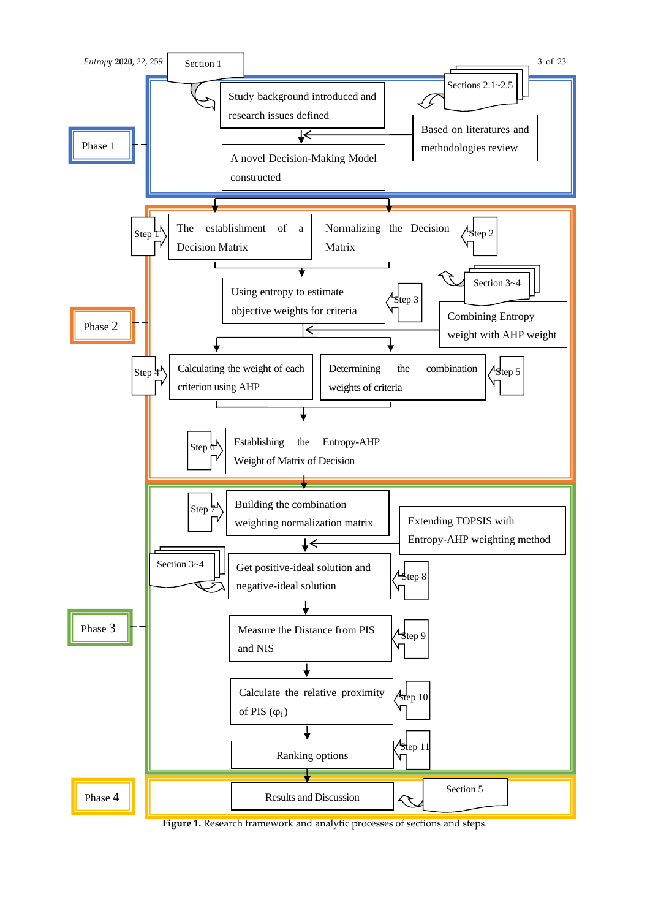Section 1

Study background introduced and research issues defined

Sections 2.1~2.5

Based on literatures and methodologies review

Phase 1

A novel Decision-Making Model constructed

Step 1 — The establishment of a Decision Matrix

Normalizing the Decision Matrix — Step 2

Section 3~4

Using entropy to estimate objective weights for criteria — Step 3

Combining Entropy weight with AHP weight

Phase 2

Step 4 — Calculating the weight of each criterion using AHP

Determining the combination weights of criteria — Step 5

Step 6 — Establishing the Entropy-AHP Weight of Matrix of Decision

Step 7 — Building the combination weighting normalization matrix

Extending TOPSIS with Entropy-AHP weighting method

Section 3~4

Get positive-ideal solution and negative-ideal solution — Step 8

Phase 3

Measure the Distance from PIS and NIS — Step 9

Calculate the relative proximity of PIS ($\varphi_i$) — Step 10

Ranking options — Step 11

Phase 4

Results and Discussion

Section 5

**Figure 1.** Research framework and analytic processes of sections and steps.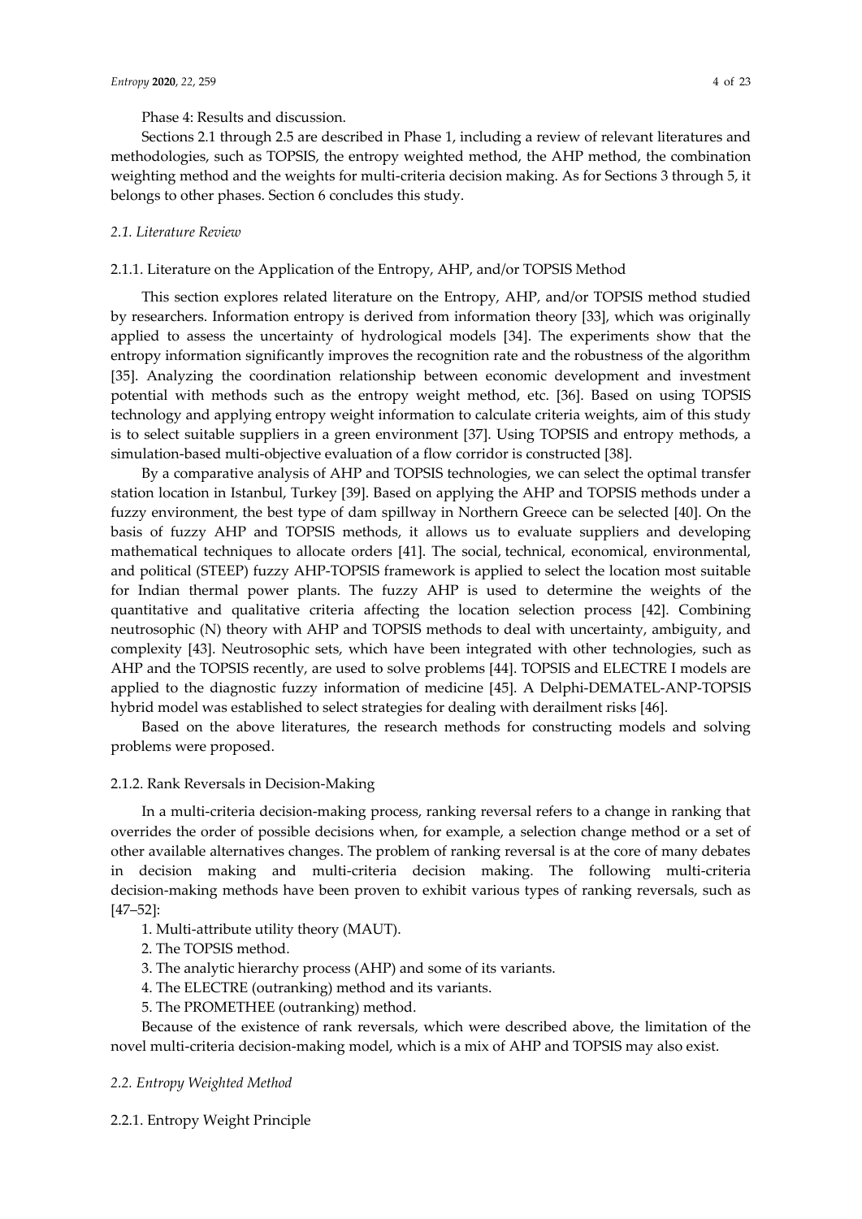Phase 4: Results and discussion.

Sections 2.1 through 2.5 are described in Phase 1, including a review of relevant literatures and methodologies, such as TOPSIS, the entropy weighted method, the AHP method, the combination weighting method and the weights for multi-criteria decision making. As for Sections 3 through 5, it belongs to other phases. Section 6 concludes this study.

### *2.1. Literature Review*

#### 2.1.1. Literature on the Application of the Entropy, AHP, and/or TOPSIS Method

This section explores related literature on the Entropy, AHP, and/or TOPSIS method studied by researchers. Information entropy is derived from information theory [33], which was originally applied to assess the uncertainty of hydrological models [34]. The experiments show that the entropy information significantly improves the recognition rate and the robustness of the algorithm [35]. Analyzing the coordination relationship between economic development and investment potential with methods such as the entropy weight method, etc. [36]. Based on using TOPSIS technology and applying entropy weight information to calculate criteria weights, aim of this study is to select suitable suppliers in a green environment [37]. Using TOPSIS and entropy methods, a simulation-based multi-objective evaluation of a flow corridor is constructed [38].

By a comparative analysis of AHP and TOPSIS technologies, we can select the optimal transfer station location in Istanbul, Turkey [39]. Based on applying the AHP and TOPSIS methods under a fuzzy environment, the best type of dam spillway in Northern Greece can be selected [40]. On the basis of fuzzy AHP and TOPSIS methods, it allows us to evaluate suppliers and developing mathematical techniques to allocate orders [41]. The social, technical, economical, environmental, and political (STEEP) fuzzy AHP-TOPSIS framework is applied to select the location most suitable for Indian thermal power plants. The fuzzy AHP is used to determine the weights of the quantitative and qualitative criteria affecting the location selection process [42]. Combining neutrosophic (N) theory with AHP and TOPSIS methods to deal with uncertainty, ambiguity, and complexity [43]. Neutrosophic sets, which have been integrated with other technologies, such as AHP and the TOPSIS recently, are used to solve problems [44]. TOPSIS and ELECTRE I models are applied to the diagnostic fuzzy information of medicine [45]. A Delphi-DEMATEL-ANP-TOPSIS hybrid model was established to select strategies for dealing with derailment risks [46].

Based on the above literatures, the research methods for constructing models and solving problems were proposed.

#### 2.1.2. Rank Reversals in Decision-Making

In a multi-criteria decision-making process, ranking reversal refers to a change in ranking that overrides the order of possible decisions when, for example, a selection change method or a set of other available alternatives changes. The problem of ranking reversal is at the core of many debates in decision making and multi-criteria decision making. The following multi-criteria decision-making methods have been proven to exhibit various types of ranking reversals, such as [47–52]:

1. Multi-attribute utility theory (MAUT).
2. The TOPSIS method.
3. The analytic hierarchy process (AHP) and some of its variants.
4. The ELECTRE (outranking) method and its variants.
5. The PROMETHEE (outranking) method.

Because of the existence of rank reversals, which were described above, the limitation of the novel multi-criteria decision-making model, which is a mix of AHP and TOPSIS may also exist.

### *2.2. Entropy Weighted Method*

#### 2.2.1. Entropy Weight Principle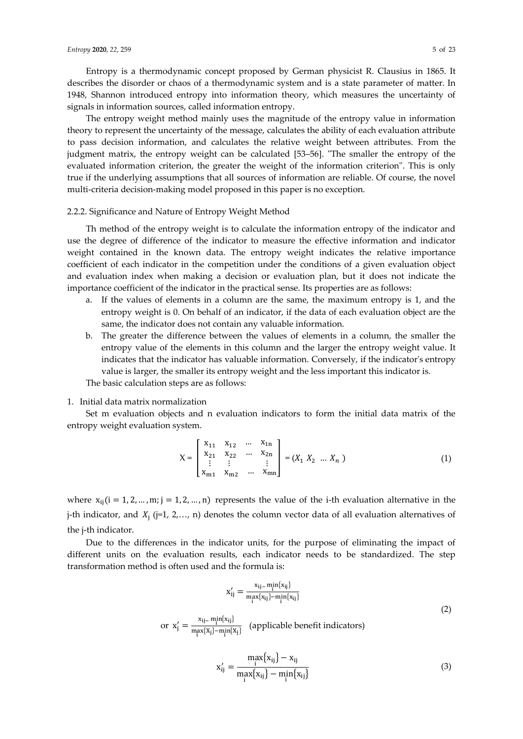Entropy is a thermodynamic concept proposed by German physicist R. Clausius in 1865. It describes the disorder or chaos of a thermodynamic system and is a state parameter of matter. In 1948, Shannon introduced entropy into information theory, which measures the uncertainty of signals in information sources, called information entropy.

The entropy weight method mainly uses the magnitude of the entropy value in information theory to represent the uncertainty of the message, calculates the ability of each evaluation attribute to pass decision information, and calculates the relative weight between attributes. From the judgment matrix, the entropy weight can be calculated [53–56]. "The smaller the entropy of the evaluated information criterion, the greater the weight of the information criterion". This is only true if the underlying assumptions that all sources of information are reliable. Of course, the novel multi-criteria decision-making model proposed in this paper is no exception.

#### 2.2.2. Significance and Nature of Entropy Weight Method

Th method of the entropy weight is to calculate the information entropy of the indicator and use the degree of difference of the indicator to measure the effective information and indicator weight contained in the known data. The entropy weight indicates the relative importance coefficient of each indicator in the competition under the conditions of a given evaluation object and evaluation index when making a decision or evaluation plan, but it does not indicate the importance coefficient of the indicator in the practical sense. Its properties are as follows:

a. If the values of elements in a column are the same, the maximum entropy is 1, and the entropy weight is 0. On behalf of an indicator, if the data of each evaluation object are the same, the indicator does not contain any valuable information.
b. The greater the difference between the values of elements in a column, the smaller the entropy value of the elements in this column and the larger the entropy weight value. It indicates that the indicator has valuable information. Conversely, if the indicator's entropy value is larger, the smaller its entropy weight and the less important this indicator is.

The basic calculation steps are as follows:

1. Initial data matrix normalization

Set m evaluation objects and n evaluation indicators to form the initial data matrix of the entropy weight evaluation system.

$$X = \begin{bmatrix} x_{11} & x_{12} & \cdots & x_{1n} \\ x_{21} & x_{22} & \cdots & x_{2n} \\ \vdots & \vdots & & \vdots \\ x_{m1} & x_{m2} & \cdots & x_{mn} \end{bmatrix} = (X_1 \; X_2 \; \ldots \; X_n) \tag{1}$$

where $x_{ij} (i = 1, 2, \ldots, m; j = 1, 2, \ldots, n)$ represents the value of the i-th evaluation alternative in the j-th indicator, and $X_j$ (j=1, 2,…, n) denotes the column vector data of all evaluation alternatives of the j-th indicator.

Due to the differences in the indicator units, for the purpose of eliminating the impact of different units on the evaluation results, each indicator needs to be standardized. The step transformation method is often used and the formula is:

$$x'_{ij} = \frac{x_{ij} - \min_i\{x_{ij}\}}{\max_i\{x_{ij}\} - \min_i\{x_{ij}\}}$$

$$\text{or } x'_j = \frac{x_{ij} - \min_i\{x_{ij}\}}{\max_i\{X_j\} - \min_i\{X_j\}} \quad \text{(applicable benefit indicators)} \tag{2}$$

$$x'_{ij} = \frac{\max_i\{x_{ij}\} - x_{ij}}{\max_i\{x_{ij}\} - \min_i\{x_{ij}\}} \tag{3}$$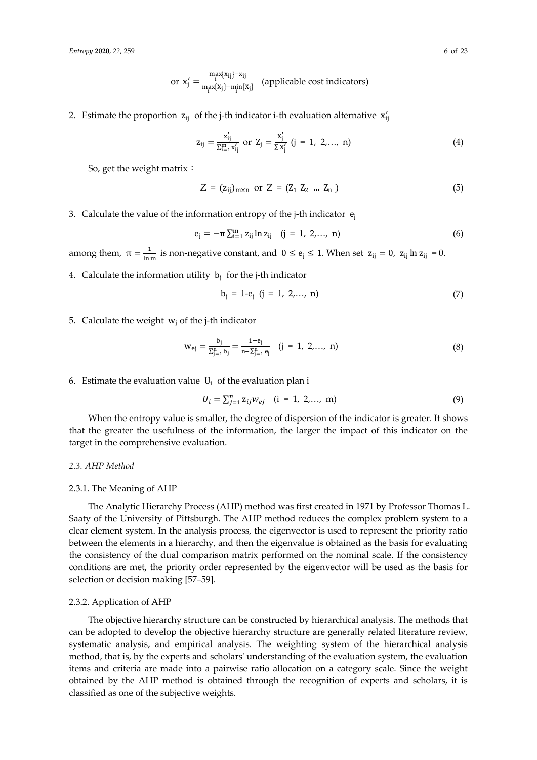$$\text{or } x'_j = \frac{\max_i\{x_{ij}\} - x_{ij}}{\max_i\{X_j\} - \min_i\{X_j\}} \quad \text{(applicable cost indicators)}$$

2. Estimate the proportion $z_{ij}$ of the j-th indicator i-th evaluation alternative $x'_{ij}$

$$z_{ij} = \frac{x'_{ij}}{\sum_{i=1}^{m} x'_{ij}} \text{ or } Z_j = \frac{X'_j}{\sum X'_j} \ (j = 1, 2, \ldots, n) \tag{4}$$

So, get the weight matrix：

$$Z = (z_{ij})_{m \times n} \text{ or } Z = (Z_1 \ Z_2 \ \ldots \ Z_n) \tag{5}$$

3. Calculate the value of the information entropy of the j-th indicator $e_j$

$$e_j = -\pi \sum_{i=1}^{m} z_{ij} \ln z_{ij} \quad (j = 1, 2, \ldots, n) \tag{6}$$

among them, $\pi = \frac{1}{\ln m}$ is non-negative constant, and $0 \leq e_j \leq 1$. When set $z_{ij} = 0$, $z_{ij} \ln z_{ij} = 0$.

4. Calculate the information utility $b_j$ for the j-th indicator

$$b_j = 1\text{-}e_j \ (j = 1, 2, \ldots, n) \tag{7}$$

5. Calculate the weight $w_j$ of the j-th indicator

$$w_{ej} = \frac{b_j}{\sum_{j=1}^{n} b_j} = \frac{1 - e_j}{n - \sum_{j=1}^{n} e_j} \quad (j = 1, 2, \ldots, n) \tag{8}$$

6. Estimate the evaluation value $U_i$ of the evaluation plan i

$$U_i = \sum_{j=1}^{n} z_{ij} w_{ej} \quad (i = 1, 2, \ldots, m) \tag{9}$$

When the entropy value is smaller, the degree of dispersion of the indicator is greater. It shows that the greater the usefulness of the information, the larger the impact of this indicator on the target in the comprehensive evaluation.

### *2.3. AHP Method*

#### 2.3.1. The Meaning of AHP

The Analytic Hierarchy Process (AHP) method was first created in 1971 by Professor Thomas L. Saaty of the University of Pittsburgh. The AHP method reduces the complex problem system to a clear element system. In the analysis process, the eigenvector is used to represent the priority ratio between the elements in a hierarchy, and then the eigenvalue is obtained as the basis for evaluating the consistency of the dual comparison matrix performed on the nominal scale. If the consistency conditions are met, the priority order represented by the eigenvector will be used as the basis for selection or decision making [57–59].

#### 2.3.2. Application of AHP

The objective hierarchy structure can be constructed by hierarchical analysis. The methods that can be adopted to develop the objective hierarchy structure are generally related literature review, systematic analysis, and empirical analysis. The weighting system of the hierarchical analysis method, that is, by the experts and scholars' understanding of the evaluation system, the evaluation items and criteria are made into a pairwise ratio allocation on a category scale. Since the weight obtained by the AHP method is obtained through the recognition of experts and scholars, it is classified as one of the subjective weights.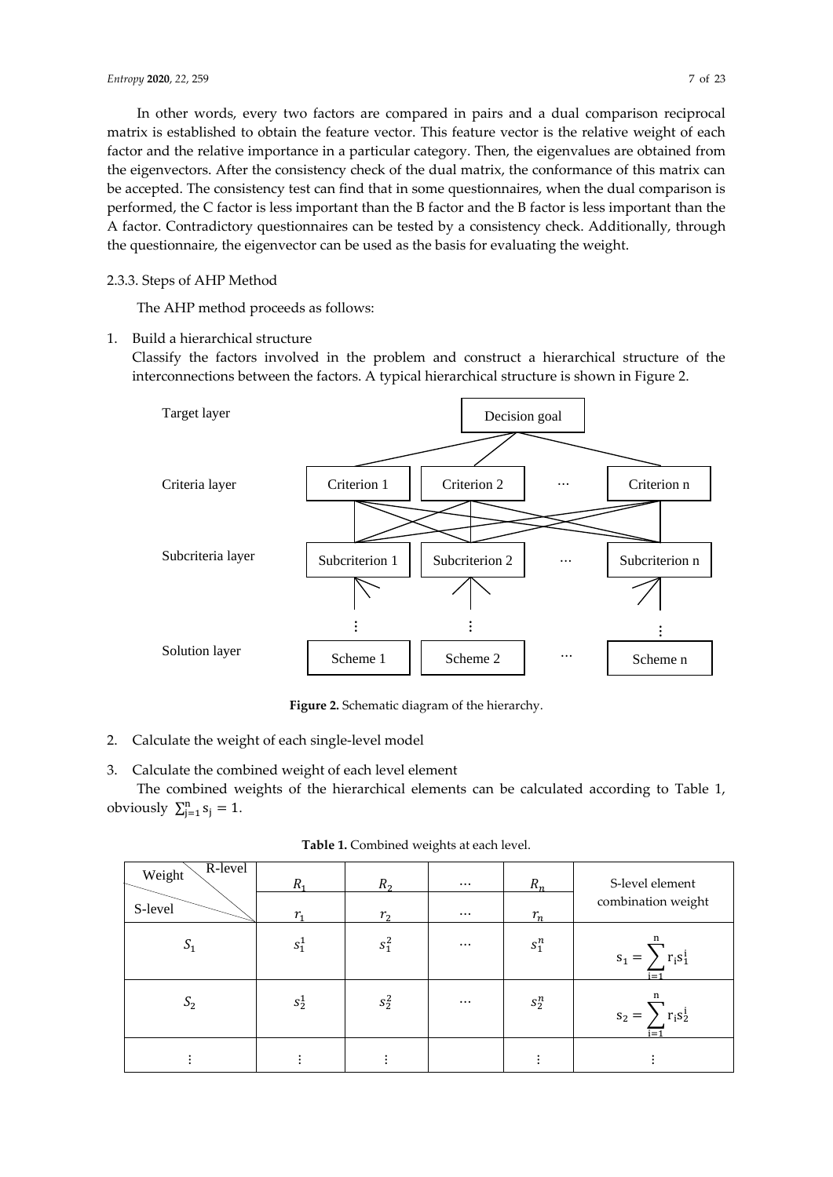In other words, every two factors are compared in pairs and a dual comparison reciprocal matrix is established to obtain the feature vector. This feature vector is the relative weight of each factor and the relative importance in a particular category. Then, the eigenvalues are obtained from the eigenvectors. After the consistency check of the dual matrix, the conformance of this matrix can be accepted. The consistency test can find that in some questionnaires, when the dual comparison is performed, the C factor is less important than the B factor and the B factor is less important than the A factor. Contradictory questionnaires can be tested by a consistency check. Additionally, through the questionnaire, the eigenvector can be used as the basis for evaluating the weight.

#### 2.3.3. Steps of AHP Method

The AHP method proceeds as follows:

1. Build a hierarchical structure

   Classify the factors involved in the problem and construct a hierarchical structure of the interconnections between the factors. A typical hierarchical structure is shown in Figure 2.

Target layer — Decision goal

Criteria layer — Criterion 1, Criterion 2, ···, Criterion n

Subcriteria layer — Subcriterion 1, Subcriterion 2, ···, Subcriterion n

Solution layer — Scheme 1, Scheme 2, ···, Scheme n

**Figure 2.** Schematic diagram of the hierarchy.

2. Calculate the weight of each single-level model

3. Calculate the combined weight of each level element

   The combined weights of the hierarchical elements can be calculated according to Table 1, obviously $\sum_{j=1}^{n} s_j = 1$.

**Table 1.** Combined weights at each level.

| Weight: S-level \ R-level | $R_1$ | $R_2$ | ··· | $R_n$ | S-level element combination weight |
|---|---|---|---|---|---|
| | $r_1$ | $r_2$ | ··· | $r_n$ | |
| $S_1$ | $s_1^1$ | $s_1^2$ | ··· | $s_1^n$ | $s_1 = \sum_{i=1}^{n} r_i s_1^i$ |
| $S_2$ | $s_2^1$ | $s_2^2$ | ··· | $s_2^n$ | $s_2 = \sum_{i=1}^{n} r_i s_2^i$ |
| ⋮ | ⋮ | ⋮ | | ⋮ | ⋮ |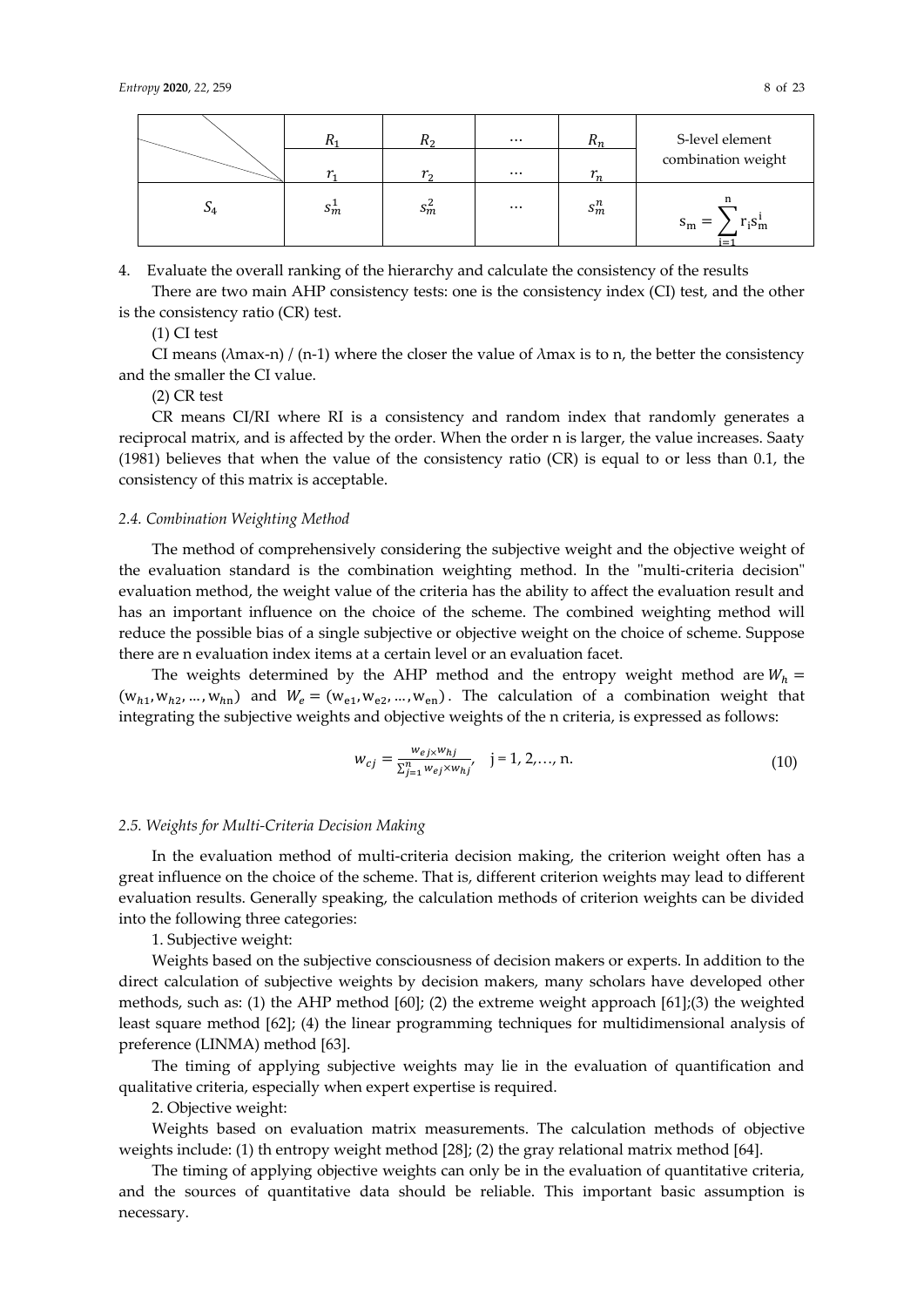|  | $R_1$ | $R_2$ | … | $R_n$ | S-level element combination weight |
|---|---|---|---|---|---|
|  | $r_1$ | $r_2$ | … | $r_n$ |  |
| $S_4$ | $s_m^1$ | $s_m^2$ | … | $s_m^n$ | $s_m = \sum_{i=1}^{n} r_i s_m^i$ |

4. Evaluate the overall ranking of the hierarchy and calculate the consistency of the results

There are two main AHP consistency tests: one is the consistency index (CI) test, and the other is the consistency ratio (CR) test.

(1) CI test

CI means (λmax-n) / (n-1) where the closer the value of λmax is to n, the better the consistency and the smaller the CI value.

(2) CR test

CR means CI/RI where RI is a consistency and random index that randomly generates a reciprocal matrix, and is affected by the order. When the order n is larger, the value increases. Saaty (1981) believes that when the value of the consistency ratio (CR) is equal to or less than 0.1, the consistency of this matrix is acceptable.

### *2.4. Combination Weighting Method*

The method of comprehensively considering the subjective weight and the objective weight of the evaluation standard is the combination weighting method. In the "multi-criteria decision" evaluation method, the weight value of the criteria has the ability to affect the evaluation result and has an important influence on the choice of the scheme. The combined weighting method will reduce the possible bias of a single subjective or objective weight on the choice of scheme. Suppose there are n evaluation index items at a certain level or an evaluation facet.

The weights determined by the AHP method and the entropy weight method are $W_h = (w_{h1}, w_{h2}, \ldots, w_{hn})$ and $W_e = (w_{e1}, w_{e2}, \ldots, w_{en})$. The calculation of a combination weight that integrating the subjective weights and objective weights of the n criteria, is expressed as follows:

$$w_{cj} = \frac{w_{ej} \times w_{hj}}{\sum_{j=1}^{n} w_{ej} \times w_{hj}}, \quad j = 1, 2, \ldots, n. \tag{10}$$

### *2.5. Weights for Multi-Criteria Decision Making*

In the evaluation method of multi-criteria decision making, the criterion weight often has a great influence on the choice of the scheme. That is, different criterion weights may lead to different evaluation results. Generally speaking, the calculation methods of criterion weights can be divided into the following three categories:

1. Subjective weight:

Weights based on the subjective consciousness of decision makers or experts. In addition to the direct calculation of subjective weights by decision makers, many scholars have developed other methods, such as: (1) the AHP method [60]; (2) the extreme weight approach [61];(3) the weighted least square method [62]; (4) the linear programming techniques for multidimensional analysis of preference (LINMA) method [63].

The timing of applying subjective weights may lie in the evaluation of quantification and qualitative criteria, especially when expert expertise is required.

2. Objective weight:

Weights based on evaluation matrix measurements. The calculation methods of objective weights include: (1) th entropy weight method [28]; (2) the gray relational matrix method [64].

The timing of applying objective weights can only be in the evaluation of quantitative criteria, and the sources of quantitative data should be reliable. This important basic assumption is necessary.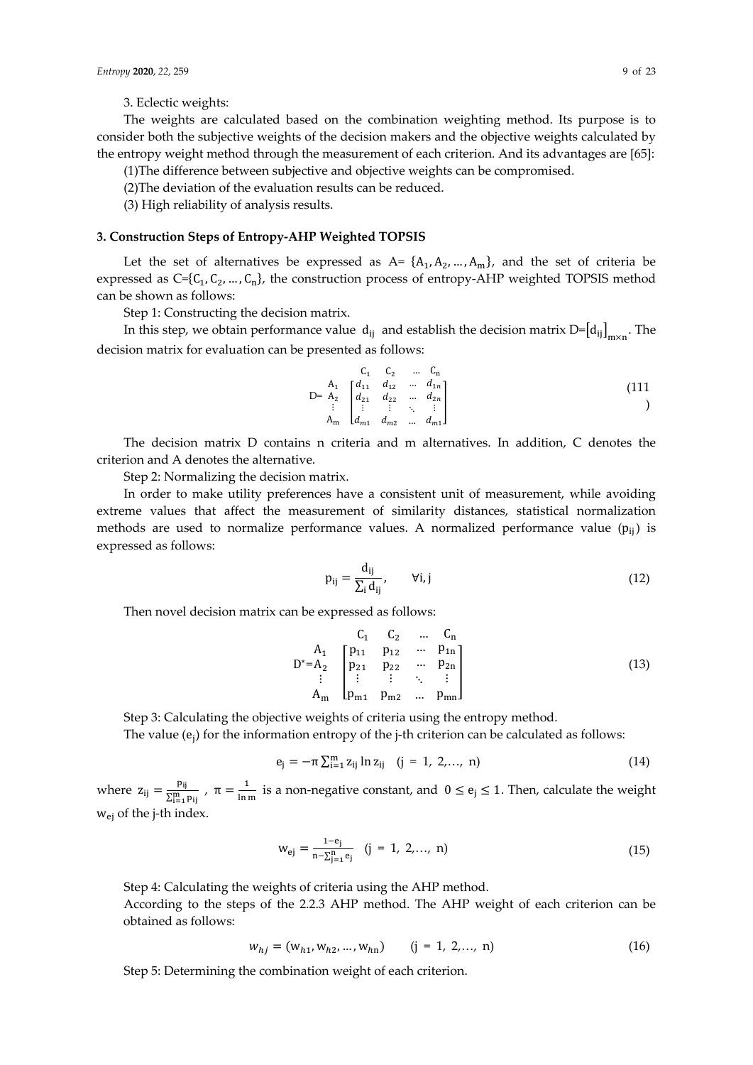3. Eclectic weights:

The weights are calculated based on the combination weighting method. Its purpose is to consider both the subjective weights of the decision makers and the objective weights calculated by the entropy weight method through the measurement of each criterion. And its advantages are [65]:

(1)The difference between subjective and objective weights can be compromised.

(2)The deviation of the evaluation results can be reduced.

(3) High reliability of analysis results.

### 3. Construction Steps of Entropy-AHP Weighted TOPSIS

Let the set of alternatives be expressed as A= $\{A_1, A_2, \ldots, A_m\}$, and the set of criteria be expressed as C=$\{C_1, C_2, \ldots, C_n\}$, the construction process of entropy-AHP weighted TOPSIS method can be shown as follows:

Step 1: Constructing the decision matrix.

In this step, we obtain performance value $d_{ij}$ and establish the decision matrix D=$[d_{ij}]_{m\times n}$. The decision matrix for evaluation can be presented as follows:

$$D = \begin{array}{c} \\ A_1 \\ A_2 \\ \vdots \\ A_m \end{array} \begin{array}{c} \begin{array}{cccc} C_1 & C_2 & \ldots & C_n \end{array} \\ \begin{bmatrix} d_{11} & d_{12} & \ldots & d_{1n} \\ d_{21} & d_{22} & \ldots & d_{2n} \\ \vdots & \vdots & \ddots & \vdots \\ d_{m1} & d_{m2} & \ldots & d_{m1} \end{bmatrix} \end{array} \quad (111)$$

The decision matrix D contains n criteria and m alternatives. In addition, C denotes the criterion and A denotes the alternative.

Step 2: Normalizing the decision matrix.

In order to make utility preferences have a consistent unit of measurement, while avoiding extreme values that affect the measurement of similarity distances, statistical normalization methods are used to normalize performance values. A normalized performance value ($p_{ij}$) is expressed as follows:

$$p_{ij} = \frac{d_{ij}}{\sum_i d_{ij}}, \qquad \forall i, j \quad (12)$$

Then novel decision matrix can be expressed as follows:

$$D^* = \begin{array}{c} \\ A_1 \\ A_2 \\ \vdots \\ A_m \end{array} \begin{array}{c} \begin{array}{cccc} C_1 & C_2 & \ldots & C_n \end{array} \\ \begin{bmatrix} p_{11} & p_{12} & \cdots & p_{1n} \\ p_{21} & p_{22} & \cdots & p_{2n} \\ \vdots & \vdots & \ddots & \vdots \\ p_{m1} & p_{m2} & \ldots & p_{mn} \end{bmatrix} \end{array} \quad (13)$$

Step 3: Calculating the objective weights of criteria using the entropy method.

The value ($e_j$) for the information entropy of the j-th criterion can be calculated as follows:

$$e_j = -\pi \sum_{i=1}^{m} z_{ij} \ln z_{ij} \quad (j = 1, 2, \ldots, n) \quad (14)$$

where $z_{ij} = \frac{p_{ij}}{\sum_{i=1}^{m} p_{ij}}$ , $\pi = \frac{1}{\ln m}$ is a non-negative constant, and $0 \leq e_j \leq 1$. Then, calculate the weight $w_{ej}$ of the j-th index.

$$w_{ej} = \frac{1-e_j}{n-\sum_{j=1}^{n} e_j} \quad (j = 1, 2, \ldots, n) \quad (15)$$

Step 4: Calculating the weights of criteria using the AHP method.

According to the steps of the 2.2.3 AHP method. The AHP weight of each criterion can be obtained as follows:

$$w_{hj} = (w_{h1}, w_{h2}, \ldots, w_{hn}) \qquad (j = 1, 2, \ldots, n) \quad (16)$$

Step 5: Determining the combination weight of each criterion.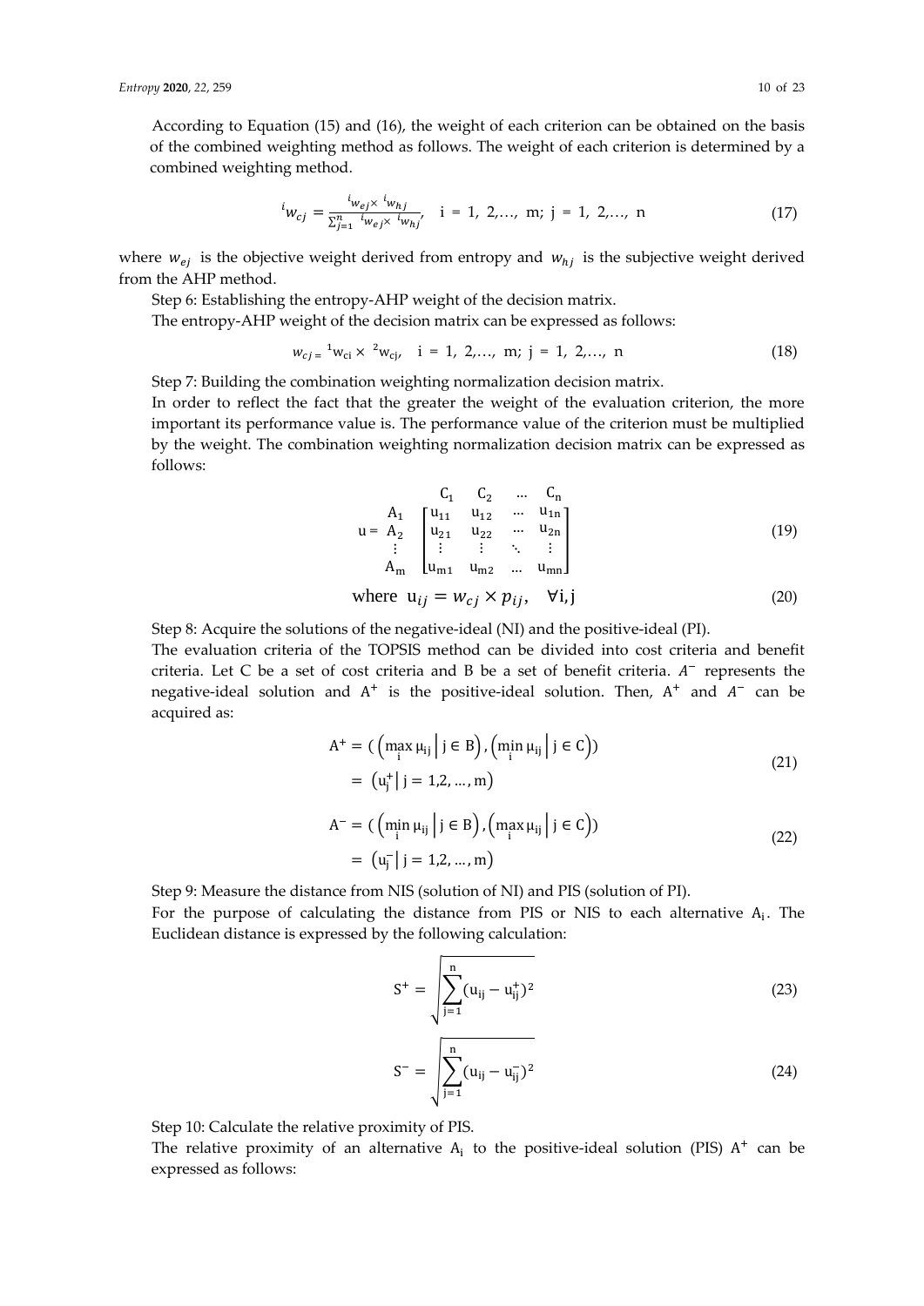According to Equation (15) and (16), the weight of each criterion can be obtained on the basis of the combined weighting method as follows. The weight of each criterion is determined by a combined weighting method.

$$ {}^{i}w_{cj} = \frac{{}^{i}w_{ej} \times {}^{i}w_{hj}}{\sum_{j=1}^{n} {}^{i}w_{ej} \times {}^{i}w_{hj}}, \quad i = 1, 2, \ldots, m; \; j = 1, 2, \ldots, n \tag{17} $$

where $w_{ej}$ is the objective weight derived from entropy and $w_{hj}$ is the subjective weight derived from the AHP method.

Step 6: Establishing the entropy-AHP weight of the decision matrix.

The entropy-AHP weight of the decision matrix can be expressed as follows:

$$ w_{cj} = {}^{1}w_{ci} \times {}^{2}w_{cj}, \quad i = 1, 2, \ldots, m; \; j = 1, 2, \ldots, n \tag{18} $$

Step 7: Building the combination weighting normalization decision matrix.

In order to reflect the fact that the greater the weight of the evaluation criterion, the more important its performance value is. The performance value of the criterion must be multiplied by the weight. The combination weighting normalization decision matrix can be expressed as follows:

$$ u = \begin{array}{c} \\ A_1 \\ A_2 \\ \vdots \\ A_m \end{array} \begin{array}{c} \begin{array}{cccc} C_1 & C_2 & \cdots & C_n \end{array} \\ \begin{bmatrix} u_{11} & u_{12} & \cdots & u_{1n} \\ u_{21} & u_{22} & \cdots & u_{2n} \\ \vdots & \vdots & \ddots & \vdots \\ u_{m1} & u_{m2} & \cdots & u_{mn} \end{bmatrix} \end{array} \tag{19} $$

$$ \text{where } u_{ij} = w_{cj} \times p_{ij}, \quad \forall i, j \tag{20} $$

Step 8: Acquire the solutions of the negative-ideal (NI) and the positive-ideal (PI).

The evaluation criteria of the TOPSIS method can be divided into cost criteria and benefit criteria. Let C be a set of cost criteria and B be a set of benefit criteria. $A^{-}$ represents the negative-ideal solution and $A^{+}$ is the positive-ideal solution. Then, $A^{+}$ and $A^{-}$ can be acquired as:

$$ \begin{aligned} A^{+} &= \left( \left( \max_{i} \mu_{ij} \,\middle|\, j \in B \right), \left( \min_{i} \mu_{ij} \,\middle|\, j \in C \right) \right) \\ &= \left( u_j^{+} \,\middle|\, j = 1, 2, \ldots, m \right) \end{aligned} \tag{21} $$

$$ \begin{aligned} A^{-} &= \left( \left( \min_{i} \mu_{ij} \,\middle|\, j \in B \right), \left( \max_{i} \mu_{ij} \,\middle|\, j \in C \right) \right) \\ &= \left( u_j^{-} \,\middle|\, j = 1, 2, \ldots, m \right) \end{aligned} \tag{22} $$

Step 9: Measure the distance from NIS (solution of NI) and PIS (solution of PI).

For the purpose of calculating the distance from PIS or NIS to each alternative $A_i$. The Euclidean distance is expressed by the following calculation:

$$ S^{+} = \sqrt{\sum_{j=1}^{n} (u_{ij} - u_{ij}^{+})^2} \tag{23} $$

$$ S^{-} = \sqrt{\sum_{j=1}^{n} (u_{ij} - u_{ij}^{-})^2} \tag{24} $$

Step 10: Calculate the relative proximity of PIS.

The relative proximity of an alternative $A_i$ to the positive-ideal solution (PIS) $A^{+}$ can be expressed as follows: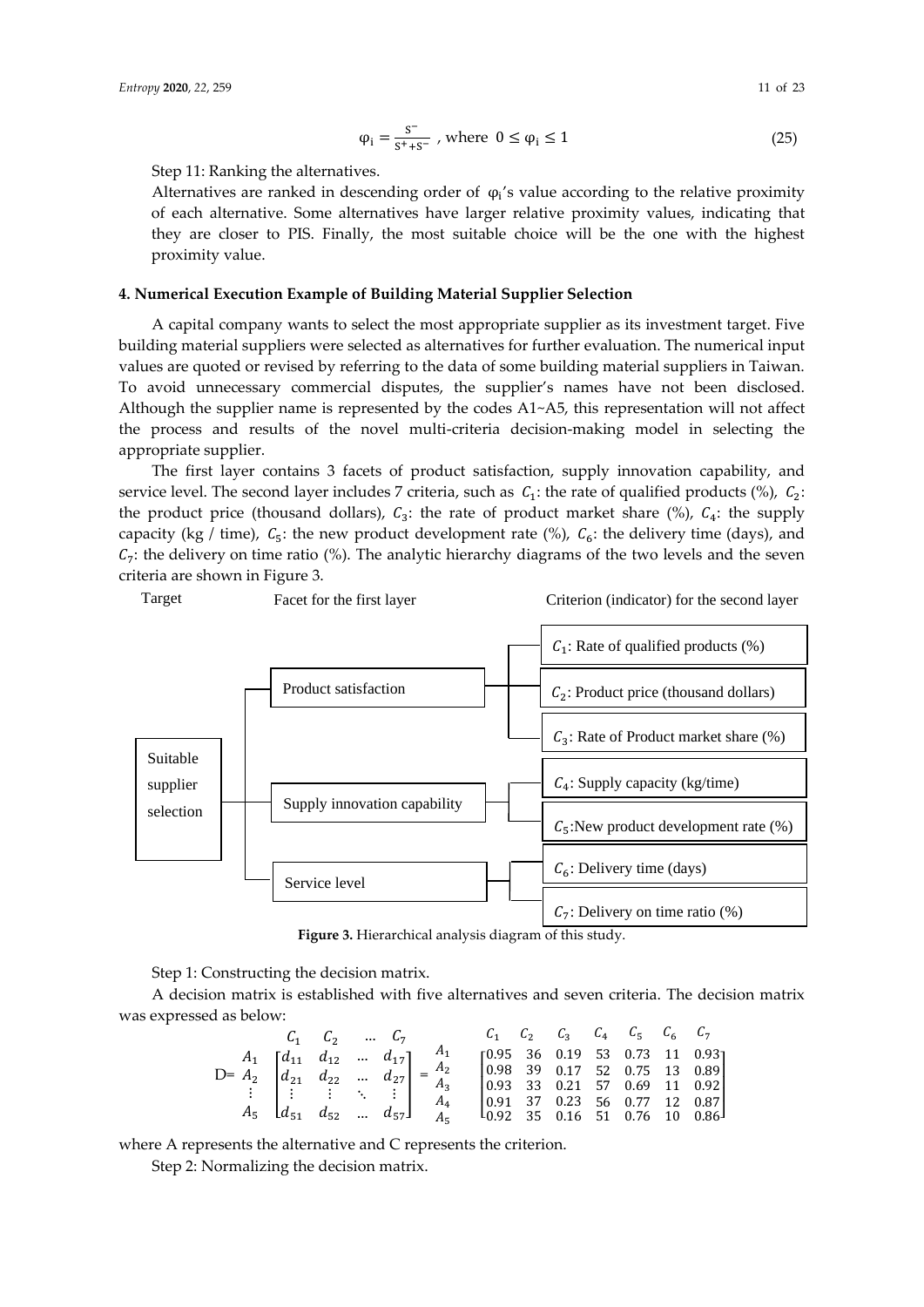$$\varphi_i = \frac{S^-}{S^+ + S^-}, \text{ where } 0 \le \varphi_i \le 1 \tag{25}$$

Step 11: Ranking the alternatives.

Alternatives are ranked in descending order of $\varphi_i$'s value according to the relative proximity of each alternative. Some alternatives have larger relative proximity values, indicating that they are closer to PIS. Finally, the most suitable choice will be the one with the highest proximity value.

## 4. Numerical Execution Example of Building Material Supplier Selection

A capital company wants to select the most appropriate supplier as its investment target. Five building material suppliers were selected as alternatives for further evaluation. The numerical input values are quoted or revised by referring to the data of some building material suppliers in Taiwan. To avoid unnecessary commercial disputes, the supplier's names have not been disclosed. Although the supplier name is represented by the codes A1~A5, this representation will not affect the process and results of the novel multi-criteria decision-making model in selecting the appropriate supplier.

The first layer contains 3 facets of product satisfaction, supply innovation capability, and service level. The second layer includes 7 criteria, such as $C_1$: the rate of qualified products (%), $C_2$: the product price (thousand dollars), $C_3$: the rate of product market share (%), $C_4$: the supply capacity (kg / time), $C_5$: the new product development rate (%), $C_6$: the delivery time (days), and $C_7$: the delivery on time ratio (%). The analytic hierarchy diagrams of the two levels and the seven criteria are shown in Figure 3.

Target — Facet for the first layer — Criterion (indicator) for the second layer

- Suitable supplier selection
  - Product satisfaction
    - $C_1$: Rate of qualified products (%)
    - $C_2$: Product price (thousand dollars)
    - $C_3$: Rate of Product market share (%)
  - Supply innovation capability
    - $C_4$: Supply capacity (kg/time)
    - $C_5$: New product development rate (%)
  - Service level
    - $C_6$: Delivery time (days)
    - $C_7$: Delivery on time ratio (%)

**Figure 3.** Hierarchical analysis diagram of this study.

Step 1: Constructing the decision matrix.

A decision matrix is established with five alternatives and seven criteria. The decision matrix was expressed as below:

$$D = \begin{array}{c} \\ A_1 \\ A_2 \\ \vdots \\ A_5 \end{array} \begin{array}{c} \begin{array}{cccc} C_1 & C_2 & \ldots & C_7 \end{array} \\ \begin{bmatrix} d_{11} & d_{12} & \ldots & d_{17} \\ d_{21} & d_{22} & \ldots & d_{27} \\ \vdots & \vdots & \ddots & \vdots \\ d_{51} & d_{52} & \ldots & d_{57} \end{bmatrix} \end{array} = \begin{array}{c} \\ A_1 \\ A_2 \\ A_3 \\ A_4 \\ A_5 \end{array} \begin{array}{c} \begin{array}{ccccccc} C_1 & C_2 & C_3 & C_4 & C_5 & C_6 & C_7 \end{array} \\ \begin{bmatrix} 0.95 & 36 & 0.19 & 53 & 0.73 & 11 & 0.93 \\ 0.98 & 39 & 0.17 & 52 & 0.75 & 13 & 0.89 \\ 0.93 & 33 & 0.21 & 57 & 0.69 & 11 & 0.92 \\ 0.91 & 37 & 0.23 & 56 & 0.77 & 12 & 0.87 \\ 0.92 & 35 & 0.16 & 51 & 0.76 & 10 & 0.86 \end{bmatrix} \end{array}$$

where A represents the alternative and C represents the criterion.

Step 2: Normalizing the decision matrix.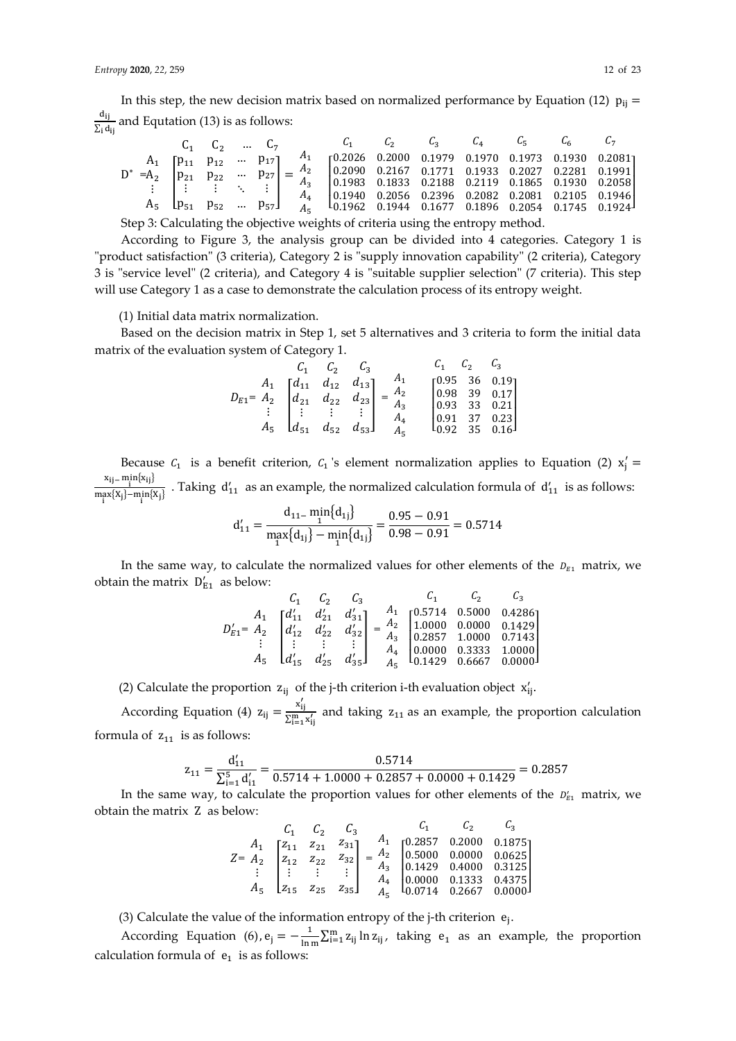In this step, the new decision matrix based on normalized performance by Equation (12) $p_{ij} = \frac{d_{ij}}{\sum_i d_{ij}}$ and Equtation (13) is as follows:

$$D^* = \begin{matrix} & \begin{matrix} C_1 & C_2 & \cdots & C_7 \end{matrix} \\ \begin{matrix} A_1 \\ A_2 \\ \vdots \\ A_5 \end{matrix} & \begin{bmatrix} p_{11} & p_{12} & \cdots & p_{17} \\ p_{21} & p_{22} & \cdots & p_{27} \\ \vdots & \vdots & \ddots & \vdots \\ p_{51} & p_{52} & \cdots & p_{57} \end{bmatrix} \end{matrix} = \begin{matrix} & \begin{matrix} C_1 & C_2 & C_3 & C_4 & C_5 & C_6 & C_7 \end{matrix} \\ \begin{matrix} A_1 \\ A_2 \\ A_3 \\ A_4 \\ A_5 \end{matrix} & \begin{bmatrix} 0.2026 & 0.2000 & 0.1979 & 0.1970 & 0.1973 & 0.1930 & 0.2081 \\ 0.2090 & 0.2167 & 0.1771 & 0.1933 & 0.2027 & 0.2281 & 0.1991 \\ 0.1983 & 0.1833 & 0.2188 & 0.2119 & 0.1865 & 0.1930 & 0.2058 \\ 0.1940 & 0.2056 & 0.2396 & 0.2082 & 0.2081 & 0.2105 & 0.1946 \\ 0.1962 & 0.1944 & 0.1677 & 0.1896 & 0.2054 & 0.1745 & 0.1924 \end{bmatrix} \end{matrix}$$

Step 3: Calculating the objective weights of criteria using the entropy method.

According to Figure 3, the analysis group can be divided into 4 categories. Category 1 is "product satisfaction" (3 criteria), Category 2 is "supply innovation capability" (2 criteria), Category 3 is "service level" (2 criteria), and Category 4 is "suitable supplier selection" (7 criteria). This step will use Category 1 as a case to demonstrate the calculation process of its entropy weight.

(1) Initial data matrix normalization.

Based on the decision matrix in Step 1, set 5 alternatives and 3 criteria to form the initial data matrix of the evaluation system of Category 1.

$$D_{E1} = \begin{matrix} & \begin{matrix} C_1 & C_2 & C_3 \end{matrix} \\ \begin{matrix} A_1 \\ A_2 \\ \vdots \\ A_5 \end{matrix} & \begin{bmatrix} d_{11} & d_{12} & d_{13} \\ d_{21} & d_{22} & d_{23} \\ \vdots & \vdots & \vdots \\ d_{51} & d_{52} & d_{53} \end{bmatrix} \end{matrix} = \begin{matrix} & \begin{matrix} C_1 & C_2 & C_3 \end{matrix} \\ \begin{matrix} A_1 \\ A_2 \\ A_3 \\ A_4 \\ A_5 \end{matrix} & \begin{bmatrix} 0.95 & 36 & 0.19 \\ 0.98 & 39 & 0.17 \\ 0.93 & 33 & 0.21 \\ 0.91 & 37 & 0.23 \\ 0.92 & 35 & 0.16 \end{bmatrix} \end{matrix}$$

Because $C_1$ is a benefit criterion, $C_1$'s element normalization applies to Equation (2) $x_j' = \frac{x_{ij} - \min_i\{x_{ij}\}}{\max_i\{X_j\} - \min_i\{X_j\}}$. Taking $d_{11}'$ as an example, the normalized calculation formula of $d_{11}'$ is as follows:

$$d_{11}' = \frac{d_{11} - \min_1\{d_{1j}\}}{\max_1\{d_{1j}\} - \min_1\{d_{1j}\}} = \frac{0.95 - 0.91}{0.98 - 0.91} = 0.5714$$

In the same way, to calculate the normalized values for other elements of the $D_{E1}$ matrix, we obtain the matrix $D_{E1}'$ as below:

$$D_{E1}' = \begin{matrix} & \begin{matrix} C_1 & C_2 & C_3 \end{matrix} \\ \begin{matrix} A_1 \\ A_2 \\ \vdots \\ A_5 \end{matrix} & \begin{bmatrix} d_{11}' & d_{21}' & d_{31}' \\ d_{12}' & d_{22}' & d_{32}' \\ \vdots & \vdots & \vdots \\ d_{15}' & d_{25}' & d_{35}' \end{bmatrix} \end{matrix} = \begin{matrix} & \begin{matrix} C_1 & C_2 & C_3 \end{matrix} \\ \begin{matrix} A_1 \\ A_2 \\ A_3 \\ A_4 \\ A_5 \end{matrix} & \begin{bmatrix} 0.5714 & 0.5000 & 0.4286 \\ 1.0000 & 0.0000 & 0.1429 \\ 0.2857 & 1.0000 & 0.7143 \\ 0.0000 & 0.3333 & 1.0000 \\ 0.1429 & 0.6667 & 0.0000 \end{bmatrix} \end{matrix}$$

(2) Calculate the proportion $z_{ij}$ of the j-th criterion i-th evaluation object $x_{ij}'$.

According Equation (4) $z_{ij} = \frac{x_{ij}'}{\sum_{i=1}^{m} x_{ij}'}$ and taking $z_{11}$ as an example, the proportion calculation formula of $z_{11}$ is as follows:

$$z_{11} = \frac{d_{11}'}{\sum_{i=1}^{5} d_{i1}'} = \frac{0.5714}{0.5714 + 1.0000 + 0.2857 + 0.0000 + 0.1429} = 0.2857$$

In the same way, to calculate the proportion values for other elements of the $D_{E1}'$ matrix, we obtain the matrix Z as below:

$$Z = \begin{matrix} & \begin{matrix} C_1 & C_2 & C_3 \end{matrix} \\ \begin{matrix} A_1 \\ A_2 \\ \vdots \\ A_5 \end{matrix} & \begin{bmatrix} z_{11} & z_{21} & z_{31} \\ z_{12} & z_{22} & z_{32} \\ \vdots & \vdots & \vdots \\ z_{15} & z_{25} & z_{35} \end{bmatrix} \end{matrix} = \begin{matrix} & \begin{matrix} C_1 & C_2 & C_3 \end{matrix} \\ \begin{matrix} A_1 \\ A_2 \\ A_3 \\ A_4 \\ A_5 \end{matrix} & \begin{bmatrix} 0.2857 & 0.2000 & 0.1875 \\ 0.5000 & 0.0000 & 0.0625 \\ 0.1429 & 0.4000 & 0.3125 \\ 0.0000 & 0.1333 & 0.4375 \\ 0.0714 & 0.2667 & 0.0000 \end{bmatrix} \end{matrix}$$

(3) Calculate the value of the information entropy of the j-th criterion $e_j$.

According Equation (6), $e_j = -\frac{1}{\ln m}\sum_{i=1}^{m} z_{ij} \ln z_{ij}$, taking $e_1$ as an example, the proportion calculation formula of $e_1$ is as follows: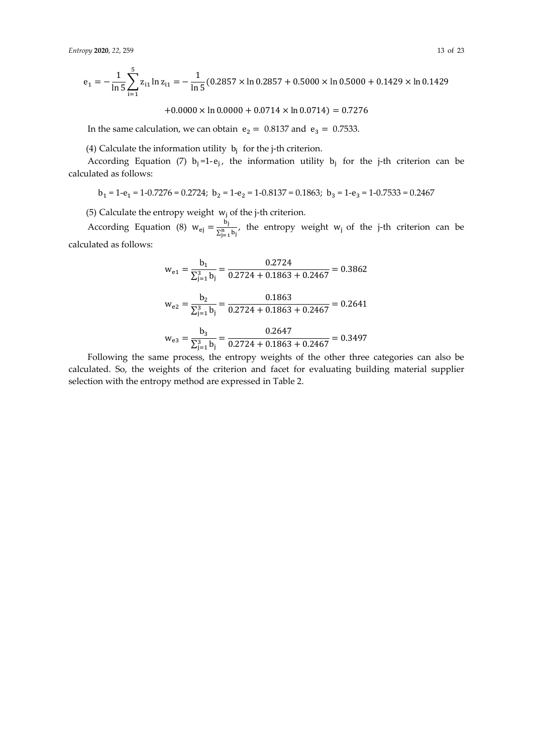$$e_1 = -\frac{1}{\ln 5}\sum_{i=1}^{5} z_{i1}\ln z_{i1} = -\frac{1}{\ln 5}(0.2857 \times \ln 0.2857 + 0.5000 \times \ln 0.5000 + 0.1429 \times \ln 0.1429$$

$$+0.0000 \times \ln 0.0000 + 0.0714 \times \ln 0.0714) = 0.7276$$

In the same calculation, we can obtain $e_2 = 0.8137$ and $e_3 = 0.7533$.

(4) Calculate the information utility $b_j$ for the j-th criterion.

According Equation (7) $b_j = 1 - e_j$, the information utility $b_j$ for the j-th criterion can be calculated as follows:

$$b_1 = 1\text{-}e_1 = 1\text{-}0.7276 = 0.2724;\ b_2 = 1\text{-}e_2 = 1\text{-}0.8137 = 0.1863;\ b_3 = 1\text{-}e_3 = 1\text{-}0.7533 = 0.2467$$

(5) Calculate the entropy weight $w_j$ of the j-th criterion.

According Equation (8) $w_{ej} = \frac{b_j}{\sum_{j=1}^{n} b_j}$, the entropy weight $w_j$ of the j-th criterion can be calculated as follows:

$$w_{e1} = \frac{b_1}{\sum_{j=1}^{3} b_j} = \frac{0.2724}{0.2724 + 0.1863 + 0.2467} = 0.3862$$

$$w_{e2} = \frac{b_2}{\sum_{j=1}^{3} b_j} = \frac{0.1863}{0.2724 + 0.1863 + 0.2467} = 0.2641$$

$$w_{e3} = \frac{b_3}{\sum_{j=1}^{3} b_j} = \frac{0.2647}{0.2724 + 0.1863 + 0.2467} = 0.3497$$

Following the same process, the entropy weights of the other three categories can also be calculated. So, the weights of the criterion and facet for evaluating building material supplier selection with the entropy method are expressed in Table 2.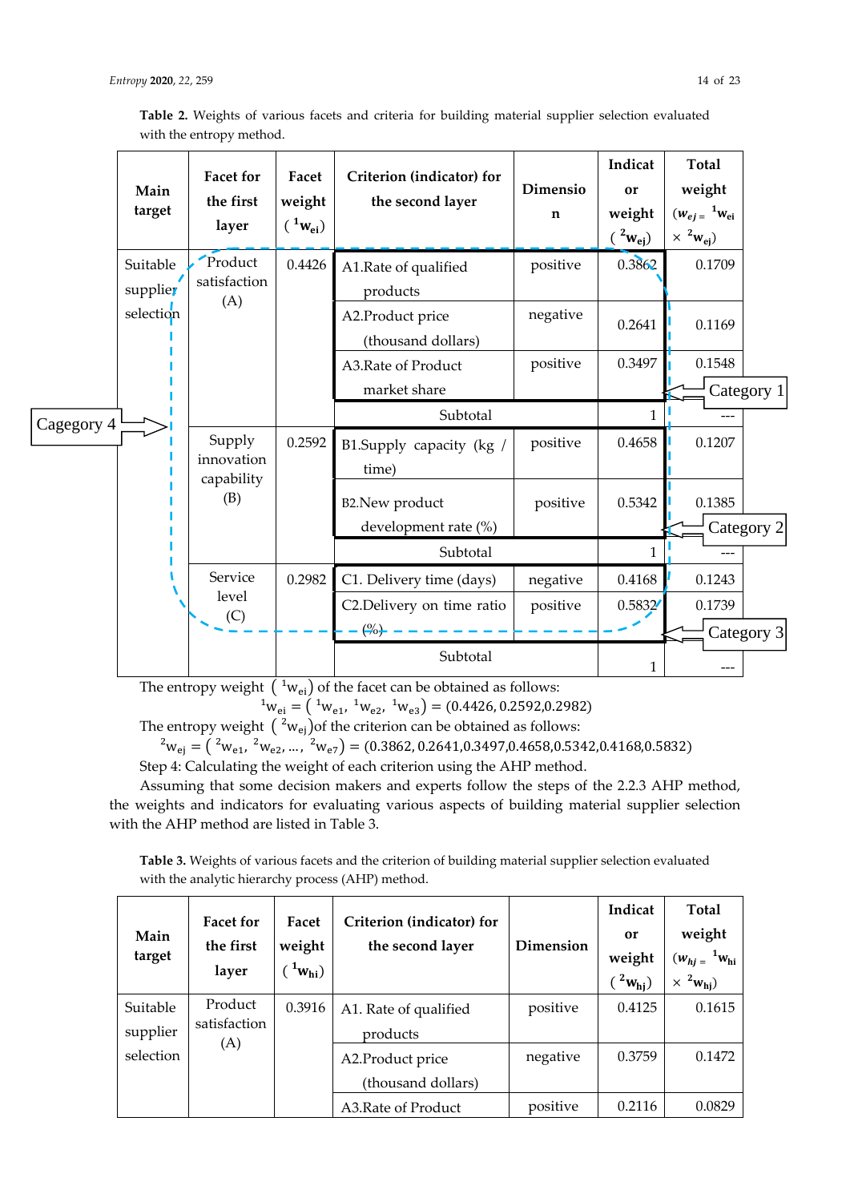**Table 2.** Weights of various facets and criteria for building material supplier selection evaluated with the entropy method.

| Main target | Facet for the first layer | Facet weight ($^{1}w_{ei}$) | Criterion (indicator) for the second layer | Dimension | Indicator weight ($^{2}w_{ej}$) | Total weight ($w_{ej} = {}^{1}w_{ei} \times {}^{2}w_{ej}$) |
|---|---|---|---|---|---|---|
| Suitable supplier selection | Product satisfaction (A) | 0.4426 | A1.Rate of qualified products | positive | 0.3862 | 0.1709 |
| | | | A2.Product price (thousand dollars) | negative | 0.2641 | 0.1169 |
| | | | A3.Rate of Product market share | positive | 0.3497 | 0.1548 |
| | | | Subtotal | | 1 | --- |
| | Supply innovation capability (B) | 0.2592 | B1.Supply capacity (kg / time) | positive | 0.4658 | 0.1207 |
| | | | B2.New product development rate (%) | positive | 0.5342 | 0.1385 |
| | | | Subtotal | | 1 | --- |
| | Service level (C) | 0.2982 | C1. Delivery time (days) | negative | 0.4168 | 0.1243 |
| | | | C2.Delivery on time ratio (%) | positive | 0.5832 | 0.1739 |
| | | | Subtotal | | 1 | --- |

Category 1, Category 2, Category 3, Cagegory 4

The entropy weight ($^{1}w_{ei}$) of the facet can be obtained as follows:

$$^{1}w_{ei} = \left(^{1}w_{e1}, {}^{1}w_{e2}, {}^{1}w_{e3}\right) = (0.4426, 0.2592, 0.2982)$$

The entropy weight ($^{2}w_{ej}$)of the criterion can be obtained as follows:

$$^{2}w_{ej} = \left(^{2}w_{e1}, {}^{2}w_{e2}, \ldots, {}^{2}w_{e7}\right) = (0.3862, 0.2641, 0.3497, 0.4658, 0.5342, 0.4168, 0.5832)$$

Step 4: Calculating the weight of each criterion using the AHP method.

Assuming that some decision makers and experts follow the steps of the 2.2.3 AHP method, the weights and indicators for evaluating various aspects of building material supplier selection with the AHP method are listed in Table 3.

**Table 3.** Weights of various facets and the criterion of building material supplier selection evaluated with the analytic hierarchy process (AHP) method.

| Main target | Facet for the first layer | Facet weight ($^{1}w_{hi}$) | Criterion (indicator) for the second layer | Dimension | Indicator weight ($^{2}w_{hj}$) | Total weight ($w_{hj} = {}^{1}w_{hi} \times {}^{2}w_{hj}$) |
|---|---|---|---|---|---|---|
| Suitable supplier selection | Product satisfaction (A) | 0.3916 | A1. Rate of qualified products | positive | 0.4125 | 0.1615 |
| | | | A2.Product price (thousand dollars) | negative | 0.3759 | 0.1472 |
| | | | A3.Rate of Product | positive | 0.2116 | 0.0829 |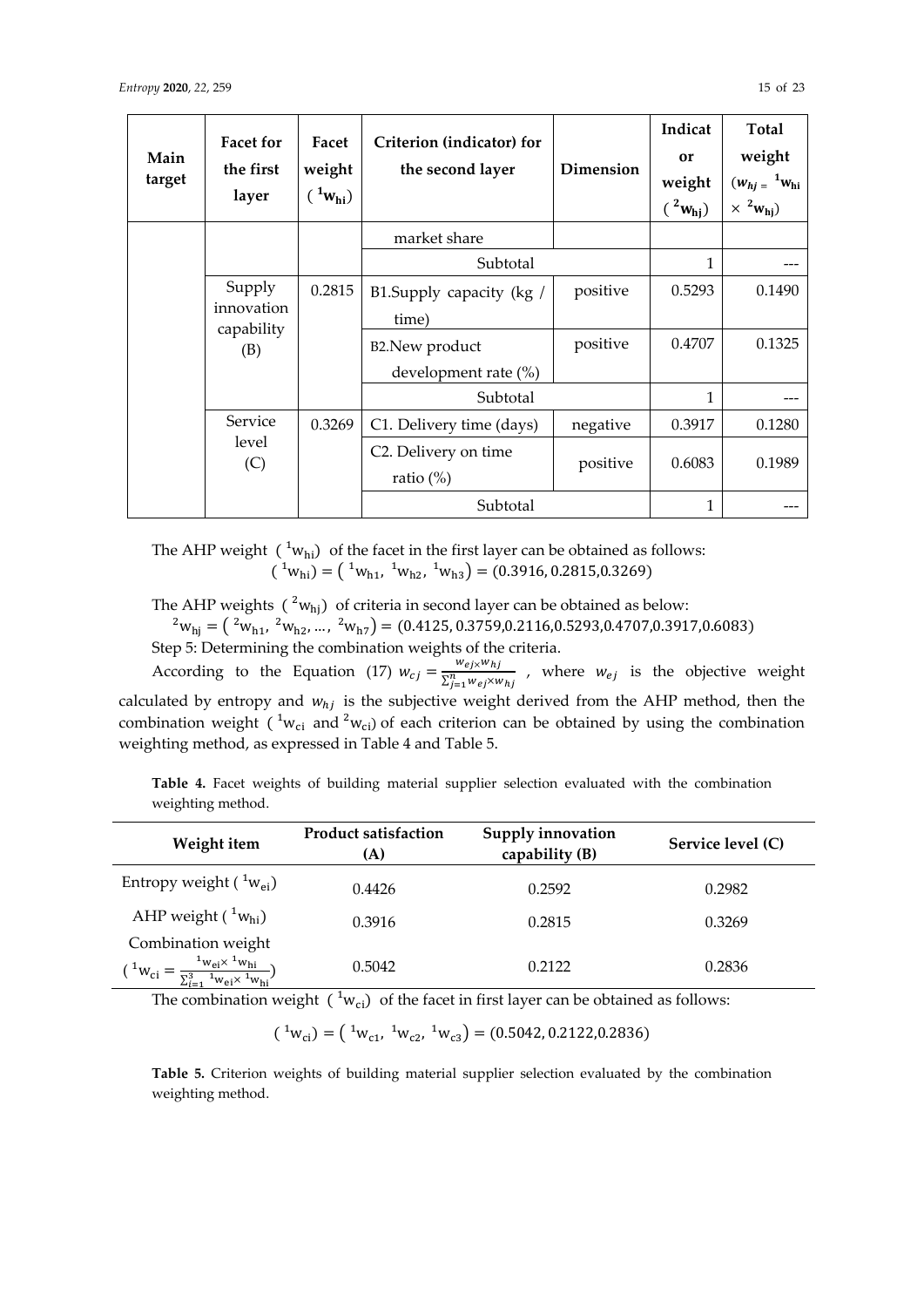| Main target | Facet for the first layer | Facet weight ($^1w_{hi}$) | Criterion (indicator) for the second layer | Dimension | Indicator weight ($^2w_{hj}$) | Total weight ($w_{hj} = {}^1w_{hi} \times {}^2w_{hj}$) |
|---|---|---|---|---|---|---|
| | | | market share | | | |
| | | | Subtotal | | 1 | --- |
| | Supply innovation capability (B) | 0.2815 | B1.Supply capacity (kg / time) | positive | 0.5293 | 0.1490 |
| | | | B2.New product development rate (%) | positive | 0.4707 | 0.1325 |
| | | | Subtotal | | 1 | --- |
| | Service level (C) | 0.3269 | C1. Delivery time (days) | negative | 0.3917 | 0.1280 |
| | | | C2. Delivery on time ratio (%) | positive | 0.6083 | 0.1989 |
| | | | Subtotal | | 1 | --- |

The AHP weight ($^1w_{hi}$) of the facet in the first layer can be obtained as follows:

$$({}^1w_{hi}) = ({}^1w_{h1}, {}^1w_{h2}, {}^1w_{h3}) = (0.3916, 0.2815, 0.3269)$$

The AHP weights ($^2w_{hj}$) of criteria in second layer can be obtained as below:

$$ {}^2w_{hj} = ({}^2w_{h1}, {}^2w_{h2}, \ldots, {}^2w_{h7}) = (0.4125, 0.3759, 0.2116, 0.5293, 0.4707, 0.3917, 0.6083)$$

Step 5: Determining the combination weights of the criteria.

According to the Equation (17) $w_{cj} = \frac{w_{ej} \times w_{hj}}{\sum_{j=1}^{n} w_{ej} \times w_{hj}}$, where $w_{ej}$ is the objective weight calculated by entropy and $w_{hj}$ is the subjective weight derived from the AHP method, then the combination weight ($^1w_{ci}$ and $^2w_{ci}$) of each criterion can be obtained by using the combination weighting method, as expressed in Table 4 and Table 5.

**Table 4.** Facet weights of building material supplier selection evaluated with the combination weighting method.

| Weight item | Product satisfaction (A) | Supply innovation capability (B) | Service level (C) |
|---|---|---|---|
| Entropy weight ($^1w_{ei}$) | 0.4426 | 0.2592 | 0.2982 |
| AHP weight ($^1w_{hi}$) | 0.3916 | 0.2815 | 0.3269 |
| Combination weight ($^1w_{ci} = \frac{{}^1w_{ei} \times {}^1w_{hi}}{\sum_{i=1}^{3} {}^1w_{ei} \times {}^1w_{hi}}$) | 0.5042 | 0.2122 | 0.2836 |

The combination weight ($^1w_{ci}$) of the facet in first layer can be obtained as follows:

$$({}^1w_{ci}) = ({}^1w_{c1}, {}^1w_{c2}, {}^1w_{c3}) = (0.5042, 0.2122, 0.2836)$$

**Table 5.** Criterion weights of building material supplier selection evaluated by the combination weighting method.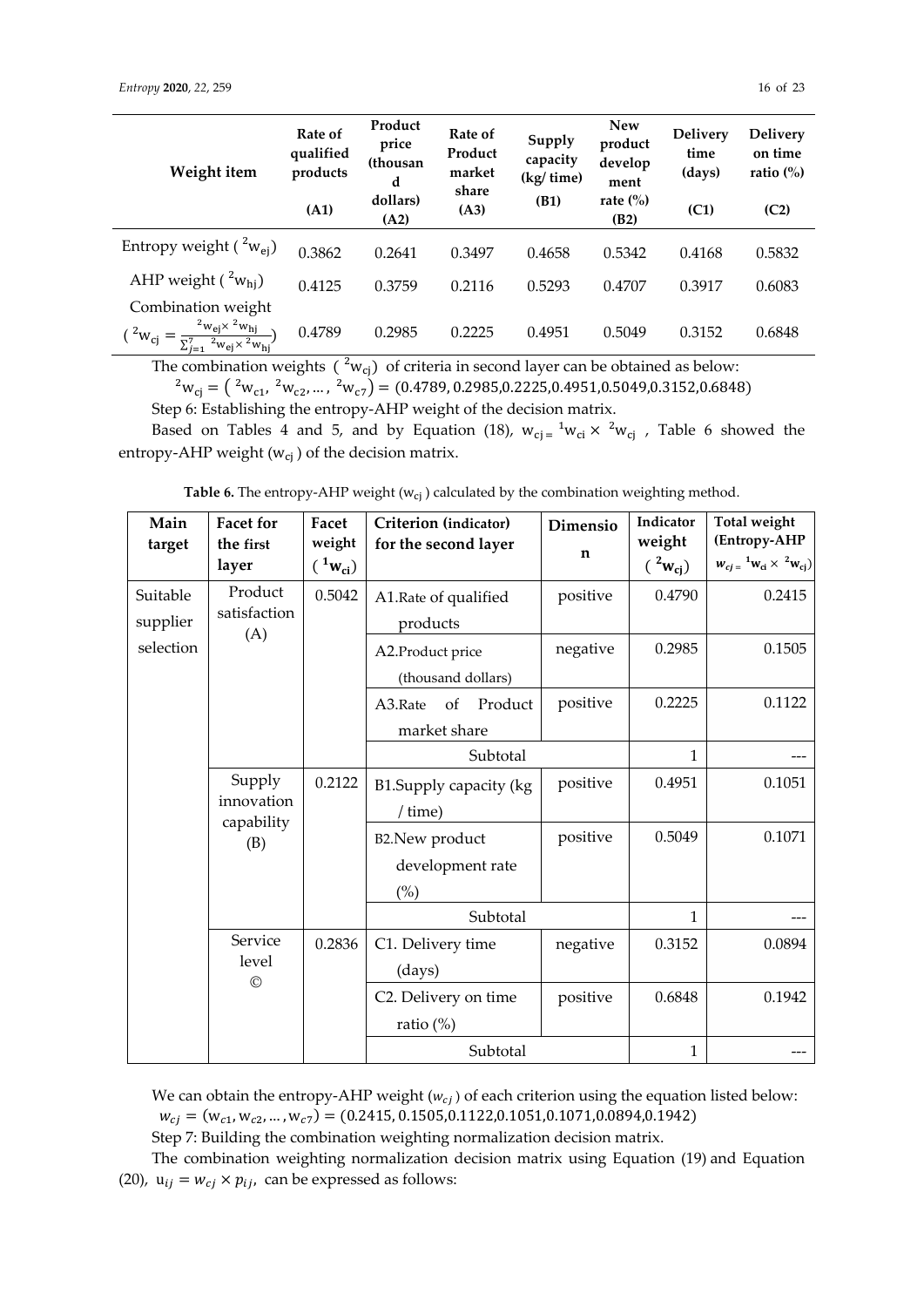| Weight item | Rate of qualified products (A1) | Product price (thousand dollars) (A2) | Rate of Product market share (A3) | Supply capacity (kg/ time) (B1) | New product development rate (%) (B2) | Delivery time (days) (C1) | Delivery on time ratio (%) (C2) |
| --- | --- | --- | --- | --- | --- | --- | --- |
| Entropy weight ( ${}^{2}w_{ej}$) | 0.3862 | 0.2641 | 0.3497 | 0.4658 | 0.5342 | 0.4168 | 0.5832 |
| AHP weight ( ${}^{2}w_{hj}$) | 0.4125 | 0.3759 | 0.2116 | 0.5293 | 0.4707 | 0.3917 | 0.6083 |
| Combination weight ( ${}^{2}w_{cj} = \frac{{}^{2}w_{ej} \times {}^{2}w_{hj}}{\sum_{j=1}^{7} {}^{2}w_{ej} \times {}^{2}w_{hj}}$) | 0.4789 | 0.2985 | 0.2225 | 0.4951 | 0.5049 | 0.3152 | 0.6848 |

The combination weights ( ${}^{2}w_{cj}$) of criteria in second layer can be obtained as below:

$${}^{2}w_{cj} = \left( {}^{2}w_{c1}, {}^{2}w_{c2}, \ldots, {}^{2}w_{c7} \right) = (0.4789, 0.2985, 0.2225, 0.4951, 0.5049, 0.3152, 0.6848)$$

Step 6: Establishing the entropy-AHP weight of the decision matrix.

Based on Tables 4 and 5, and by Equation (18), $w_{cj} = {}^{1}w_{ci} \times {}^{2}w_{cj}$ , Table 6 showed the entropy-AHP weight ($w_{cj}$ ) of the decision matrix.

**Table 6.** The entropy-AHP weight ($w_{cj}$ ) calculated by the combination weighting method.

| Main target | Facet for the first layer | Facet weight ( ${}^{1}w_{ci}$) | Criterion (indicator) for the second layer | Dimension | Indicator weight ( ${}^{2}w_{cj}$) | Total weight (Entropy-AHP $w_{cj} = {}^{1}w_{ci} \times {}^{2}w_{cj}$) |
| --- | --- | --- | --- | --- | --- | --- |
| Suitable supplier selection | Product satisfaction (A) | 0.5042 | A1.Rate of qualified products | positive | 0.4790 | 0.2415 |
| | | | A2.Product price (thousand dollars) | negative | 0.2985 | 0.1505 |
| | | | A3.Rate of Product market share | positive | 0.2225 | 0.1122 |
| | | | Subtotal | | 1 | --- |
| | Supply innovation capability (B) | 0.2122 | B1.Supply capacity (kg / time) | positive | 0.4951 | 0.1051 |
| | | | B2.New product development rate (%) | positive | 0.5049 | 0.1071 |
| | | | Subtotal | | 1 | --- |
| | Service level © | 0.2836 | C1. Delivery time (days) | negative | 0.3152 | 0.0894 |
| | | | C2. Delivery on time ratio (%) | positive | 0.6848 | 0.1942 |
| | | | Subtotal | | 1 | --- |

We can obtain the entropy-AHP weight ($w_{cj}$ ) of each criterion using the equation listed below:

$$w_{cj} = (w_{c1}, w_{c2}, \ldots, w_{c7}) = (0.2415, 0.1505, 0.1122, 0.1051, 0.1071, 0.0894, 0.1942)$$

Step 7: Building the combination weighting normalization decision matrix.

The combination weighting normalization decision matrix using Equation (19) and Equation (20), $u_{ij} = w_{cj} \times p_{ij}$, can be expressed as follows: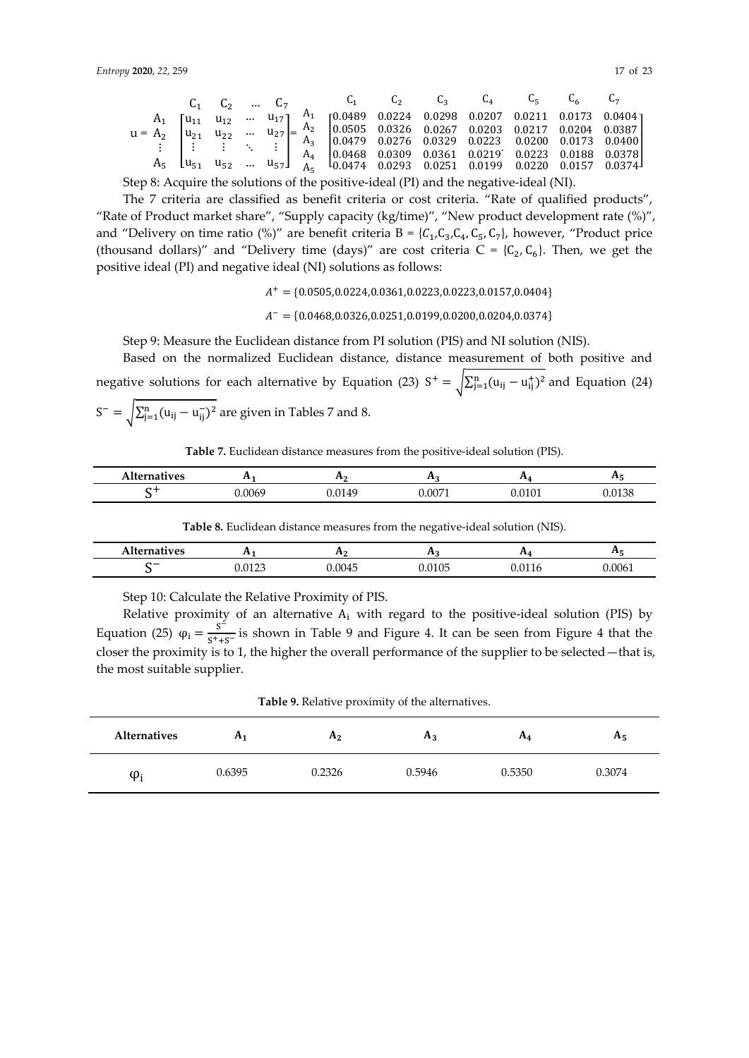$$u = \begin{matrix} & C_1 & C_2 & \dots & C_7 \\ A_1 & u_{11} & u_{12} & \dots & u_{17} \\ A_2 & u_{21} & u_{22} & \dots & u_{27} \\ \vdots & \vdots & \vdots & \ddots & \vdots \\ A_5 & u_{51} & u_{52} & \dots & u_{57} \end{matrix} = \begin{matrix} & C_1 & C_2 & C_3 & C_4 & C_5 & C_6 & C_7 \\ A_1 & 0.0489 & 0.0224 & 0.0298 & 0.0207 & 0.0211 & 0.0173 & 0.0404 \\ A_2 & 0.0505 & 0.0326 & 0.0267 & 0.0203 & 0.0217 & 0.0204 & 0.0387 \\ A_3 & 0.0479 & 0.0276 & 0.0329 & 0.0223 & 0.0200 & 0.0173 & 0.0400 \\ A_4 & 0.0468 & 0.0309 & 0.0361 & 0.0219 & 0.0223 & 0.0188 & 0.0378 \\ A_5 & 0.0474 & 0.0293 & 0.0251 & 0.0199 & 0.0220 & 0.0157 & 0.0374 \end{matrix}$$

Step 8: Acquire the solutions of the positive-ideal (PI) and the negative-ideal (NI).

The 7 criteria are classified as benefit criteria or cost criteria. "Rate of qualified products", "Rate of Product market share", "Supply capacity (kg/time)", "New product development rate (%)", and "Delivery on time ratio (%)" are benefit criteria $B = \{C_1, C_3, C_4, C_5, C_7\}$, however, "Product price (thousand dollars)" and "Delivery time (days)" are cost criteria $C = \{C_2, C_6\}$. Then, we get the positive ideal (PI) and negative ideal (NI) solutions as follows:

$$A^+ = \{0.0505, 0.0224, 0.0361, 0.0223, 0.0223, 0.0157, 0.0404\}$$

$$A^- = \{0.0468, 0.0326, 0.0251, 0.0199, 0.0200, 0.0204, 0.0374\}$$

Step 9: Measure the Euclidean distance from PI solution (PIS) and NI solution (NIS).

Based on the normalized Euclidean distance, distance measurement of both positive and negative solutions for each alternative by Equation (23) $S^+ = \sqrt{\sum_{j=1}^{n}(u_{ij} - u_{ij}^+)^2}$ and Equation (24) $S^- = \sqrt{\sum_{j=1}^{n}(u_{ij} - u_{ij}^-)^2}$ are given in Tables 7 and 8.

**Table 7.** Euclidean distance measures from the positive-ideal solution (PIS).

| Alternatives | $A_1$ | $A_2$ | $A_3$ | $A_4$ | $A_5$ |
|---|---|---|---|---|---|
| $S^+$ | 0.0069 | 0.0149 | 0.0071 | 0.0101 | 0.0138 |

**Table 8.** Euclidean distance measures from the negative-ideal solution (NIS).

| Alternatives | $A_1$ | $A_2$ | $A_3$ | $A_4$ | $A_5$ |
|---|---|---|---|---|---|
| $S^-$ | 0.0123 | 0.0045 | 0.0105 | 0.0116 | 0.0061 |

Step 10: Calculate the Relative Proximity of PIS.

Relative proximity of an alternative $A_i$ with regard to the positive-ideal solution (PIS) by Equation (25) $\varphi_i = \frac{S^-}{S^+ + S^-}$ is shown in Table 9 and Figure 4. It can be seen from Figure 4 that the closer the proximity is to 1, the higher the overall performance of the supplier to be selected—that is, the most suitable supplier.

**Table 9.** Relative proximity of the alternatives.

| Alternatives | $A_1$ | $A_2$ | $A_3$ | $A_4$ | $A_5$ |
|---|---|---|---|---|---|
| $\varphi_i$ | 0.6395 | 0.2326 | 0.5946 | 0.5350 | 0.3074 |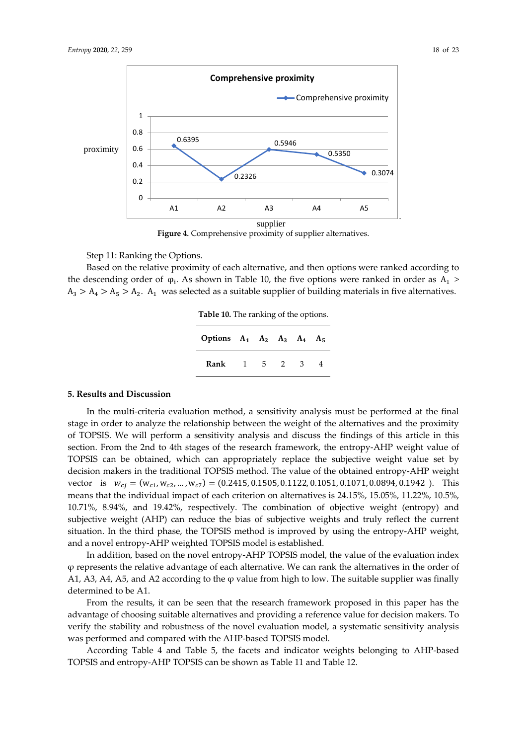Figure 4. Comprehensive proximity of supplier alternatives.

Step 11: Ranking the Options.

Based on the relative proximity of each alternative, and then options were ranked according to the descending order of $\varphi_i$. As shown in Table 10, the five options were ranked in order as $A_1 > A_3 > A_4 > A_5 > A_2$. $A_1$ was selected as a suitable supplier of building materials in five alternatives.

**Table 10.** The ranking of the options.

| Options | $A_1$ | $A_2$ | $A_3$ | $A_4$ | $A_5$ |
|---|---|---|---|---|---|
| Rank | 1 | 5 | 2 | 3 | 4 |

## 5. Results and Discussion

In the multi-criteria evaluation method, a sensitivity analysis must be performed at the final stage in order to analyze the relationship between the weight of the alternatives and the proximity of TOPSIS. We will perform a sensitivity analysis and discuss the findings of this article in this section. From the 2nd to 4th stages of the research framework, the entropy-AHP weight value of TOPSIS can be obtained, which can appropriately replace the subjective weight value set by decision makers in the traditional TOPSIS method. The value of the obtained entropy-AHP weight vector is $w_{cj} = (w_{c1}, w_{c2}, \ldots, w_{c7}) = (0.2415, 0.1505, 0.1122, 0.1051, 0.1071, 0.0894, 0.1942)$. This means that the individual impact of each criterion on alternatives is 24.15%, 15.05%, 11.22%, 10.5%, 10.71%, 8.94%, and 19.42%, respectively. The combination of objective weight (entropy) and subjective weight (AHP) can reduce the bias of subjective weights and truly reflect the current situation. In the third phase, the TOPSIS method is improved by using the entropy-AHP weight, and a novel entropy-AHP weighted TOPSIS model is established.

In addition, based on the novel entropy-AHP TOPSIS model, the value of the evaluation index $\varphi$ represents the relative advantage of each alternative. We can rank the alternatives in the order of A1, A3, A4, A5, and A2 according to the $\varphi$ value from high to low. The suitable supplier was finally determined to be A1.

From the results, it can be seen that the research framework proposed in this paper has the advantage of choosing suitable alternatives and providing a reference value for decision makers. To verify the stability and robustness of the novel evaluation model, a systematic sensitivity analysis was performed and compared with the AHP-based TOPSIS model.

According Table 4 and Table 5, the facets and indicator weights belonging to AHP-based TOPSIS and entropy-AHP TOPSIS can be shown as Table 11 and Table 12.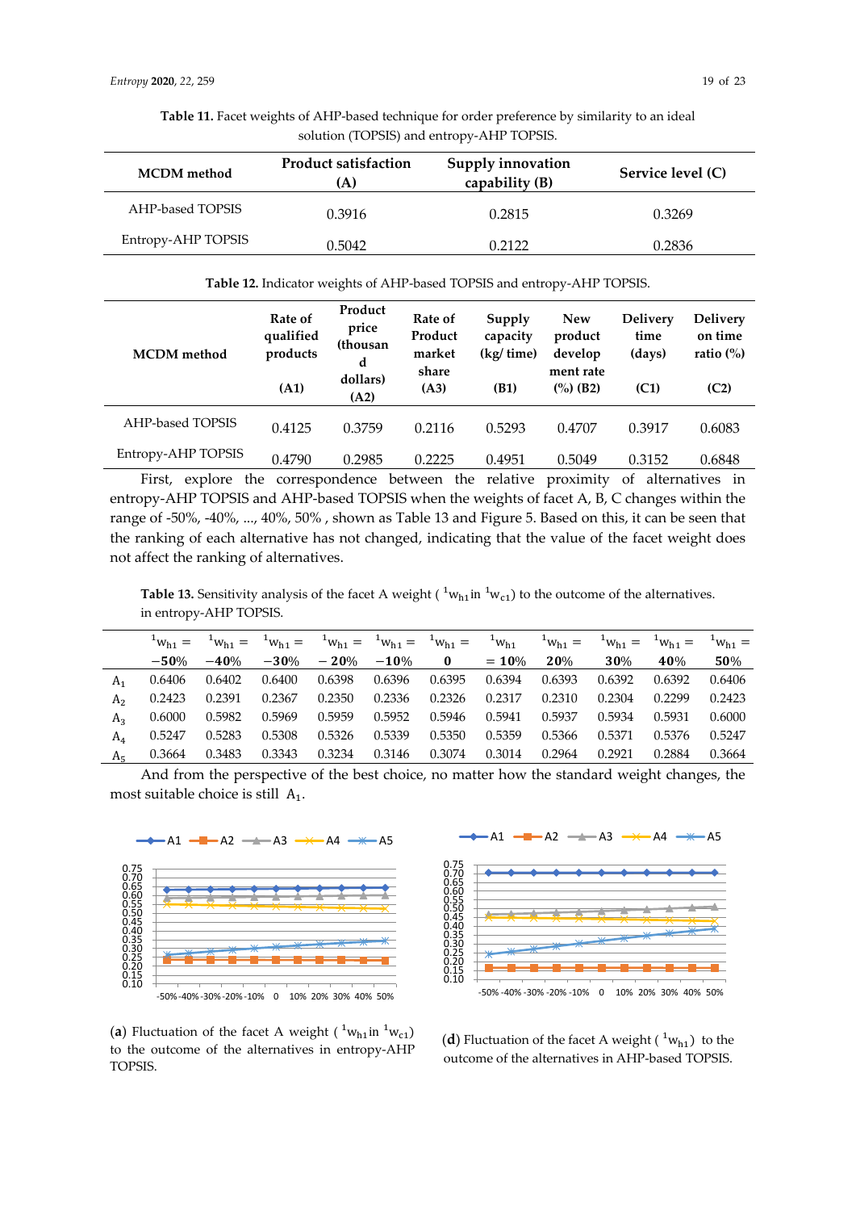**Table 11.** Facet weights of AHP-based technique for order preference by similarity to an ideal solution (TOPSIS) and entropy-AHP TOPSIS.

| MCDM method | Product satisfaction (A) | Supply innovation capability (B) | Service level (C) |
|---|---|---|---|
| AHP-based TOPSIS | 0.3916 | 0.2815 | 0.3269 |
| Entropy-AHP TOPSIS | 0.5042 | 0.2122 | 0.2836 |

**Table 12.** Indicator weights of AHP-based TOPSIS and entropy-AHP TOPSIS.

| MCDM method | Rate of qualified products (A1) | Product price (thousand dollars) (A2) | Rate of Product market share (A3) | Supply capacity (kg/ time) (B1) | New product development rate (%) (B2) | Delivery time (days) (C1) | Delivery on time ratio (%) (C2) |
|---|---|---|---|---|---|---|---|
| AHP-based TOPSIS | 0.4125 | 0.3759 | 0.2116 | 0.5293 | 0.4707 | 0.3917 | 0.6083 |
| Entropy-AHP TOPSIS | 0.4790 | 0.2985 | 0.2225 | 0.4951 | 0.5049 | 0.3152 | 0.6848 |

First, explore the correspondence between the relative proximity of alternatives in entropy-AHP TOPSIS and AHP-based TOPSIS when the weights of facet A, B, C changes within the range of -50%, -40%, ..., 40%, 50% , shown as Table 13 and Figure 5. Based on this, it can be seen that the ranking of each alternative has not changed, indicating that the value of the facet weight does not affect the ranking of alternatives.

**Table 13.** Sensitivity analysis of the facet A weight ( ${}^{1}w_{h1}$ in ${}^{1}w_{c1}$) to the outcome of the alternatives. in entropy-AHP TOPSIS.

| | ${}^{1}w_{h1} = -50\%$ | ${}^{1}w_{h1} = -40\%$ | ${}^{1}w_{h1} = -30\%$ | ${}^{1}w_{h1} = -20\%$ | ${}^{1}w_{h1} = -10\%$ | ${}^{1}w_{h1} = 0$ | ${}^{1}w_{h1} = 10\%$ | ${}^{1}w_{h1} = 20\%$ | ${}^{1}w_{h1} = 30\%$ | ${}^{1}w_{h1} = 40\%$ | ${}^{1}w_{h1} = 50\%$ |
|---|---|---|---|---|---|---|---|---|---|---|---|
| $A_1$ | 0.6406 | 0.6402 | 0.6400 | 0.6398 | 0.6396 | 0.6395 | 0.6394 | 0.6393 | 0.6392 | 0.6392 | 0.6406 |
| $A_2$ | 0.2423 | 0.2391 | 0.2367 | 0.2350 | 0.2336 | 0.2326 | 0.2317 | 0.2310 | 0.2304 | 0.2299 | 0.2423 |
| $A_3$ | 0.6000 | 0.5982 | 0.5969 | 0.5959 | 0.5952 | 0.5946 | 0.5941 | 0.5937 | 0.5934 | 0.5931 | 0.6000 |
| $A_4$ | 0.5247 | 0.5283 | 0.5308 | 0.5326 | 0.5339 | 0.5350 | 0.5359 | 0.5366 | 0.5371 | 0.5376 | 0.5247 |
| $A_5$ | 0.3664 | 0.3483 | 0.3343 | 0.3234 | 0.3146 | 0.3074 | 0.3014 | 0.2964 | 0.2921 | 0.2884 | 0.3664 |

And from the perspective of the best choice, no matter how the standard weight changes, the most suitable choice is still $A_1$.

(**a**) Fluctuation of the facet A weight ( ${}^{1}w_{h1}$ in ${}^{1}w_{c1}$) to the outcome of the alternatives in entropy-AHP TOPSIS.

(**d**) Fluctuation of the facet A weight ( ${}^{1}w_{h1}$) to the outcome of the alternatives in AHP-based TOPSIS.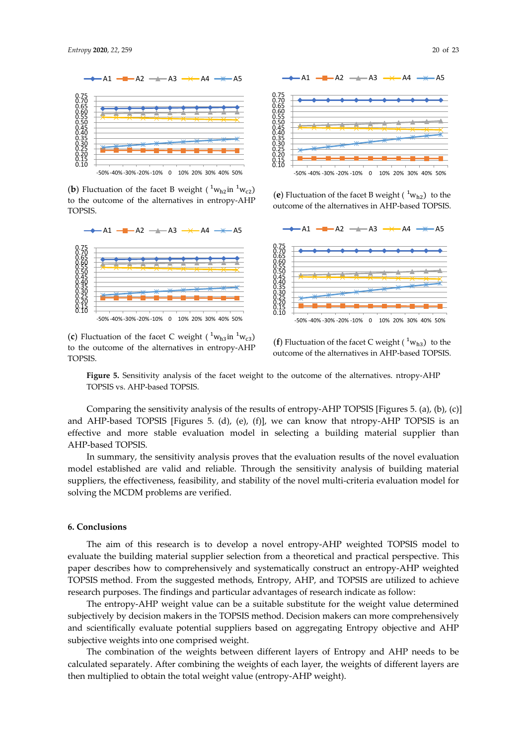(**b**) Fluctuation of the facet B weight ( ${}^1w_{h2}$ in ${}^1w_{c2}$) to the outcome of the alternatives in entropy-AHP TOPSIS.

(**e**) Fluctuation of the facet B weight ( ${}^1w_{h2}$) to the outcome of the alternatives in AHP-based TOPSIS.

(**c**) Fluctuation of the facet C weight ( ${}^1w_{h3}$ in ${}^1w_{c3}$) to the outcome of the alternatives in entropy-AHP TOPSIS.

(**f**) Fluctuation of the facet C weight ( ${}^1w_{h3}$) to the outcome of the alternatives in AHP-based TOPSIS.

**Figure 5.** Sensitivity analysis of the facet weight to the outcome of the alternatives. ntropy-AHP TOPSIS vs. AHP-based TOPSIS.

Comparing the sensitivity analysis of the results of entropy-AHP TOPSIS [Figures 5. (a), (b), (c)] and AHP-based TOPSIS [Figures 5. (d), (e), (f)], we can know that ntropy-AHP TOPSIS is an effective and more stable evaluation model in selecting a building material supplier than AHP-based TOPSIS.

In summary, the sensitivity analysis proves that the evaluation results of the novel evaluation model established are valid and reliable. Through the sensitivity analysis of building material suppliers, the effectiveness, feasibility, and stability of the novel multi-criteria evaluation model for solving the MCDM problems are verified.

## 6. Conclusions

The aim of this research is to develop a novel entropy-AHP weighted TOPSIS model to evaluate the building material supplier selection from a theoretical and practical perspective. This paper describes how to comprehensively and systematically construct an entropy-AHP weighted TOPSIS method. From the suggested methods, Entropy, AHP, and TOPSIS are utilized to achieve research purposes. The findings and particular advantages of research indicate as follow:

The entropy-AHP weight value can be a suitable substitute for the weight value determined subjectively by decision makers in the TOPSIS method. Decision makers can more comprehensively and scientifically evaluate potential suppliers based on aggregating Entropy objective and AHP subjective weights into one comprised weight.

The combination of the weights between different layers of Entropy and AHP needs to be calculated separately. After combining the weights of each layer, the weights of different layers are then multiplied to obtain the total weight value (entropy-AHP weight).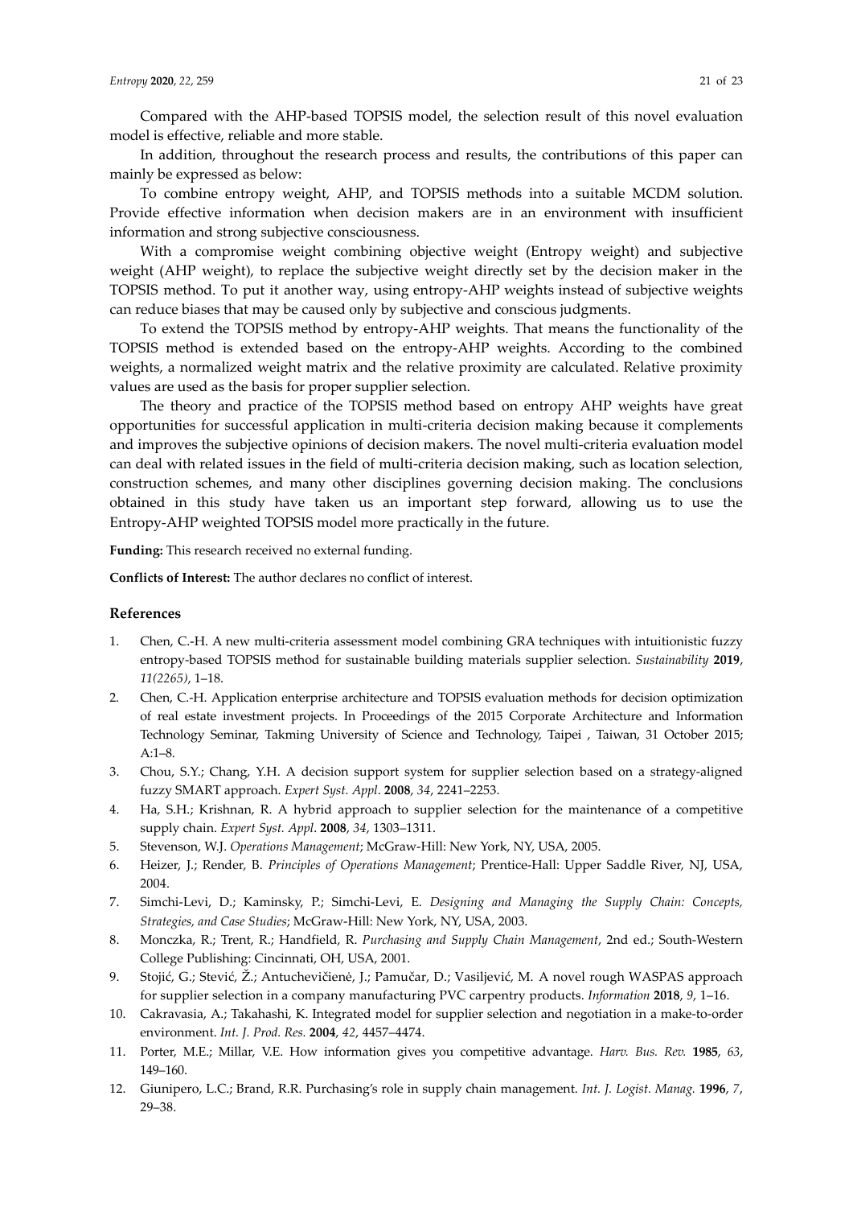Compared with the AHP-based TOPSIS model, the selection result of this novel evaluation model is effective, reliable and more stable.

In addition, throughout the research process and results, the contributions of this paper can mainly be expressed as below:

To combine entropy weight, AHP, and TOPSIS methods into a suitable MCDM solution. Provide effective information when decision makers are in an environment with insufficient information and strong subjective consciousness.

With a compromise weight combining objective weight (Entropy weight) and subjective weight (AHP weight), to replace the subjective weight directly set by the decision maker in the TOPSIS method. To put it another way, using entropy-AHP weights instead of subjective weights can reduce biases that may be caused only by subjective and conscious judgments.

To extend the TOPSIS method by entropy-AHP weights. That means the functionality of the TOPSIS method is extended based on the entropy-AHP weights. According to the combined weights, a normalized weight matrix and the relative proximity are calculated. Relative proximity values are used as the basis for proper supplier selection.

The theory and practice of the TOPSIS method based on entropy AHP weights have great opportunities for successful application in multi-criteria decision making because it complements and improves the subjective opinions of decision makers. The novel multi-criteria evaluation model can deal with related issues in the field of multi-criteria decision making, such as location selection, construction schemes, and many other disciplines governing decision making. The conclusions obtained in this study have taken us an important step forward, allowing us to use the Entropy-AHP weighted TOPSIS model more practically in the future.

**Funding:** This research received no external funding.

**Conflicts of Interest:** The author declares no conflict of interest.

## References

1. Chen, C.-H. A new multi-criteria assessment model combining GRA techniques with intuitionistic fuzzy entropy-based TOPSIS method for sustainable building materials supplier selection. *Sustainability* **2019**, *11(2265)*, 1–18.
2. Chen, C.-H. Application enterprise architecture and TOPSIS evaluation methods for decision optimization of real estate investment projects. In Proceedings of the 2015 Corporate Architecture and Information Technology Seminar, Takming University of Science and Technology, Taipei , Taiwan, 31 October 2015; A:1–8.
3. Chou, S.Y.; Chang, Y.H. A decision support system for supplier selection based on a strategy-aligned fuzzy SMART approach. *Expert Syst. Appl*. **2008**, *34*, 2241–2253.
4. Ha, S.H.; Krishnan, R. A hybrid approach to supplier selection for the maintenance of a competitive supply chain. *Expert Syst. Appl*. **2008**, *34*, 1303–1311.
5. Stevenson, W.J. *Operations Management*; McGraw-Hill: New York, NY, USA, 2005.
6. Heizer, J.; Render, B. *Principles of Operations Management*; Prentice-Hall: Upper Saddle River, NJ, USA, 2004.
7. Simchi-Levi, D.; Kaminsky, P.; Simchi-Levi, E. *Designing and Managing the Supply Chain: Concepts, Strategies, and Case Studies*; McGraw-Hill: New York, NY, USA, 2003.
8. Monczka, R.; Trent, R.; Handfield, R. *Purchasing and Supply Chain Management*, 2nd ed.; South-Western College Publishing: Cincinnati, OH, USA, 2001.
9. Stojić, G.; Stević, Ž.; Antuchevičienė, J.; Pamučar, D.; Vasiljević, M. A novel rough WASPAS approach for supplier selection in a company manufacturing PVC carpentry products. *Information* **2018**, *9*, 1–16.
10. Cakravasia, A.; Takahashi, K. Integrated model for supplier selection and negotiation in a make-to-order environment. *Int. J. Prod. Res.* **2004**, *42*, 4457–4474.
11. Porter, M.E.; Millar, V.E. How information gives you competitive advantage. *Harv. Bus. Rev.* **1985**, *63*, 149–160.
12. Giunipero, L.C.; Brand, R.R. Purchasing's role in supply chain management. *Int. J. Logist. Manag.* **1996**, *7*, 29–38.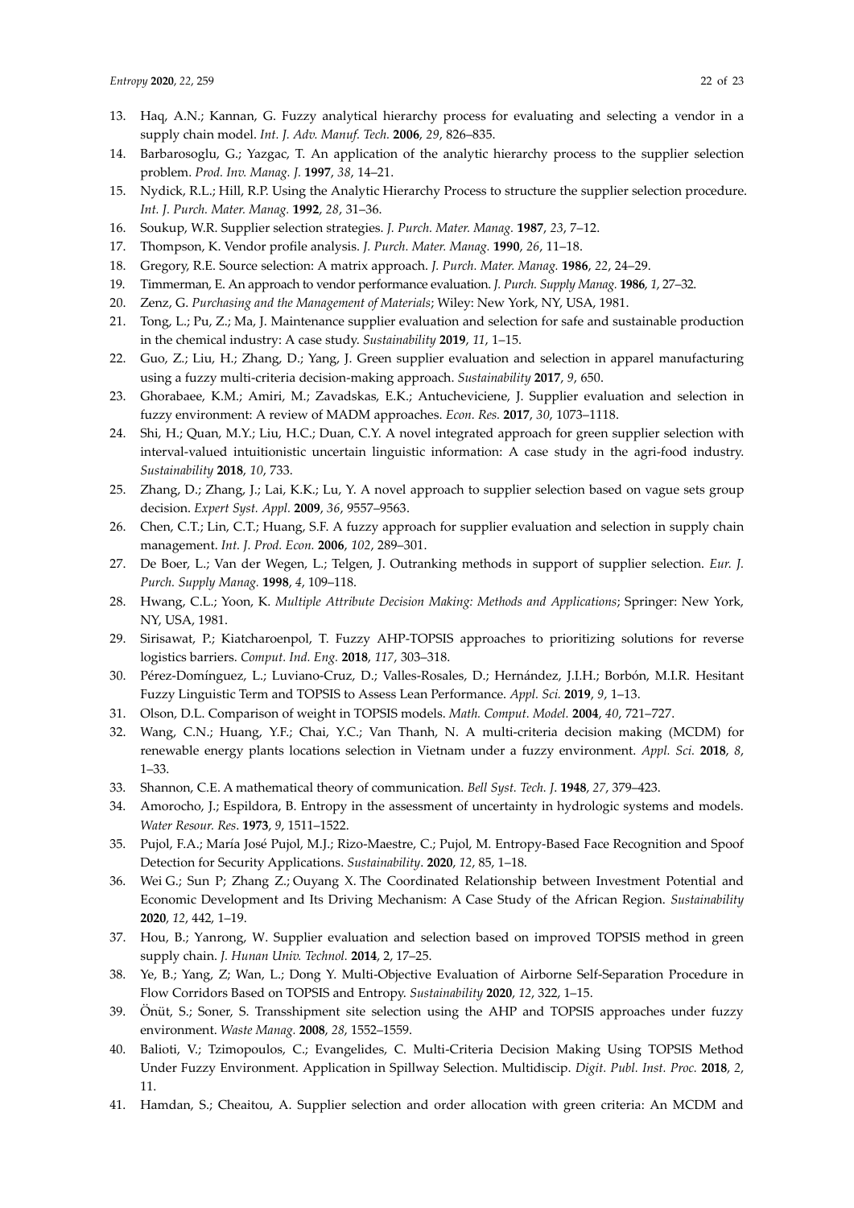13. Haq, A.N.; Kannan, G. Fuzzy analytical hierarchy process for evaluating and selecting a vendor in a supply chain model. *Int. J. Adv. Manuf. Tech.* **2006**, *29*, 826–835.
14. Barbarosoglu, G.; Yazgac, T. An application of the analytic hierarchy process to the supplier selection problem. *Prod. Inv. Manag. J.* **1997**, *38*, 14–21.
15. Nydick, R.L.; Hill, R.P. Using the Analytic Hierarchy Process to structure the supplier selection procedure. *Int. J. Purch. Mater. Manag.* **1992**, *28*, 31–36.
16. Soukup, W.R. Supplier selection strategies. *J. Purch. Mater. Manag.* **1987**, *23*, 7–12.
17. Thompson, K. Vendor profile analysis. *J. Purch. Mater. Manag.* **1990**, *26*, 11–18.
18. Gregory, R.E. Source selection: A matrix approach. *J. Purch. Mater. Manag.* **1986**, *22*, 24–29.
19. Timmerman, E. An approach to vendor performance evaluation. *J. Purch. Supply Manag.* **1986**, *1*, 27–32.
20. Zenz, G. *Purchasing and the Management of Materials*; Wiley: New York, NY, USA, 1981.
21. Tong, L.; Pu, Z.; Ma, J. Maintenance supplier evaluation and selection for safe and sustainable production in the chemical industry: A case study. *Sustainability* **2019**, *11*, 1–15.
22. Guo, Z.; Liu, H.; Zhang, D.; Yang, J. Green supplier evaluation and selection in apparel manufacturing using a fuzzy multi-criteria decision-making approach. *Sustainability* **2017**, *9*, 650.
23. Ghorabaee, K.M.; Amiri, M.; Zavadskas, E.K.; Antucheviciene, J. Supplier evaluation and selection in fuzzy environment: A review of MADM approaches. *Econ. Res.* **2017**, *30*, 1073–1118.
24. Shi, H.; Quan, M.Y.; Liu, H.C.; Duan, C.Y. A novel integrated approach for green supplier selection with interval-valued intuitionistic uncertain linguistic information: A case study in the agri-food industry. *Sustainability* **2018**, *10*, 733.
25. Zhang, D.; Zhang, J.; Lai, K.K.; Lu, Y. A novel approach to supplier selection based on vague sets group decision. *Expert Syst. Appl.* **2009**, *36*, 9557–9563.
26. Chen, C.T.; Lin, C.T.; Huang, S.F. A fuzzy approach for supplier evaluation and selection in supply chain management. *Int. J. Prod. Econ.* **2006**, *102*, 289–301.
27. De Boer, L.; Van der Wegen, L.; Telgen, J. Outranking methods in support of supplier selection. *Eur. J. Purch. Supply Manag.* **1998**, *4*, 109–118.
28. Hwang, C.L.; Yoon, K. *Multiple Attribute Decision Making: Methods and Applications*; Springer: New York, NY, USA, 1981.
29. Sirisawat, P.; Kiatcharoenpol, T. Fuzzy AHP-TOPSIS approaches to prioritizing solutions for reverse logistics barriers. *Comput. Ind. Eng.* **2018**, *117*, 303–318.
30. Pérez-Domínguez, L.; Luviano-Cruz, D.; Valles-Rosales, D.; Hernández, J.I.H.; Borbón, M.I.R. Hesitant Fuzzy Linguistic Term and TOPSIS to Assess Lean Performance. *Appl. Sci.* **2019**, *9*, 1–13.
31. Olson, D.L. Comparison of weight in TOPSIS models. *Math. Comput. Model.* **2004**, *40*, 721–727.
32. Wang, C.N.; Huang, Y.F.; Chai, Y.C.; Van Thanh, N. A multi-criteria decision making (MCDM) for renewable energy plants locations selection in Vietnam under a fuzzy environment. *Appl. Sci.* **2018**, *8*, 1–33.
33. Shannon, C.E. A mathematical theory of communication. *Bell Syst. Tech. J*. **1948**, *27*, 379–423.
34. Amorocho, J.; Espildora, B. Entropy in the assessment of uncertainty in hydrologic systems and models. *Water Resour. Res*. **1973**, *9*, 1511–1522.
35. Pujol, F.A.; María José Pujol, M.J.; Rizo-Maestre, C.; Pujol, M. Entropy-Based Face Recognition and Spoof Detection for Security Applications. *Sustainability*. **2020**, *12*, 85, 1–18.
36. Wei G.; Sun P; Zhang Z.; Ouyang X. The Coordinated Relationship between Investment Potential and Economic Development and Its Driving Mechanism: A Case Study of the African Region. *Sustainability* **2020**, *12*, 442, 1–19.
37. Hou, B.; Yanrong, W. Supplier evaluation and selection based on improved TOPSIS method in green supply chain. *J. Hunan Univ. Technol.* **2014**, 2, 17–25.
38. Ye, B.; Yang, Z; Wan, L.; Dong Y. Multi-Objective Evaluation of Airborne Self-Separation Procedure in Flow Corridors Based on TOPSIS and Entropy. *Sustainability* **2020**, *12*, 322, 1–15.
39. Önüt, S.; Soner, S. Transshipment site selection using the AHP and TOPSIS approaches under fuzzy environment. *Waste Manag.* **2008**, *28*, 1552–1559.
40. Balioti, V.; Tzimopoulos, C.; Evangelides, C. Multi-Criteria Decision Making Using TOPSIS Method Under Fuzzy Environment. Application in Spillway Selection. Multidiscip. *Digit. Publ. Inst. Proc.* **2018**, *2*, 11.
41. Hamdan, S.; Cheaitou, A. Supplier selection and order allocation with green criteria: An MCDM and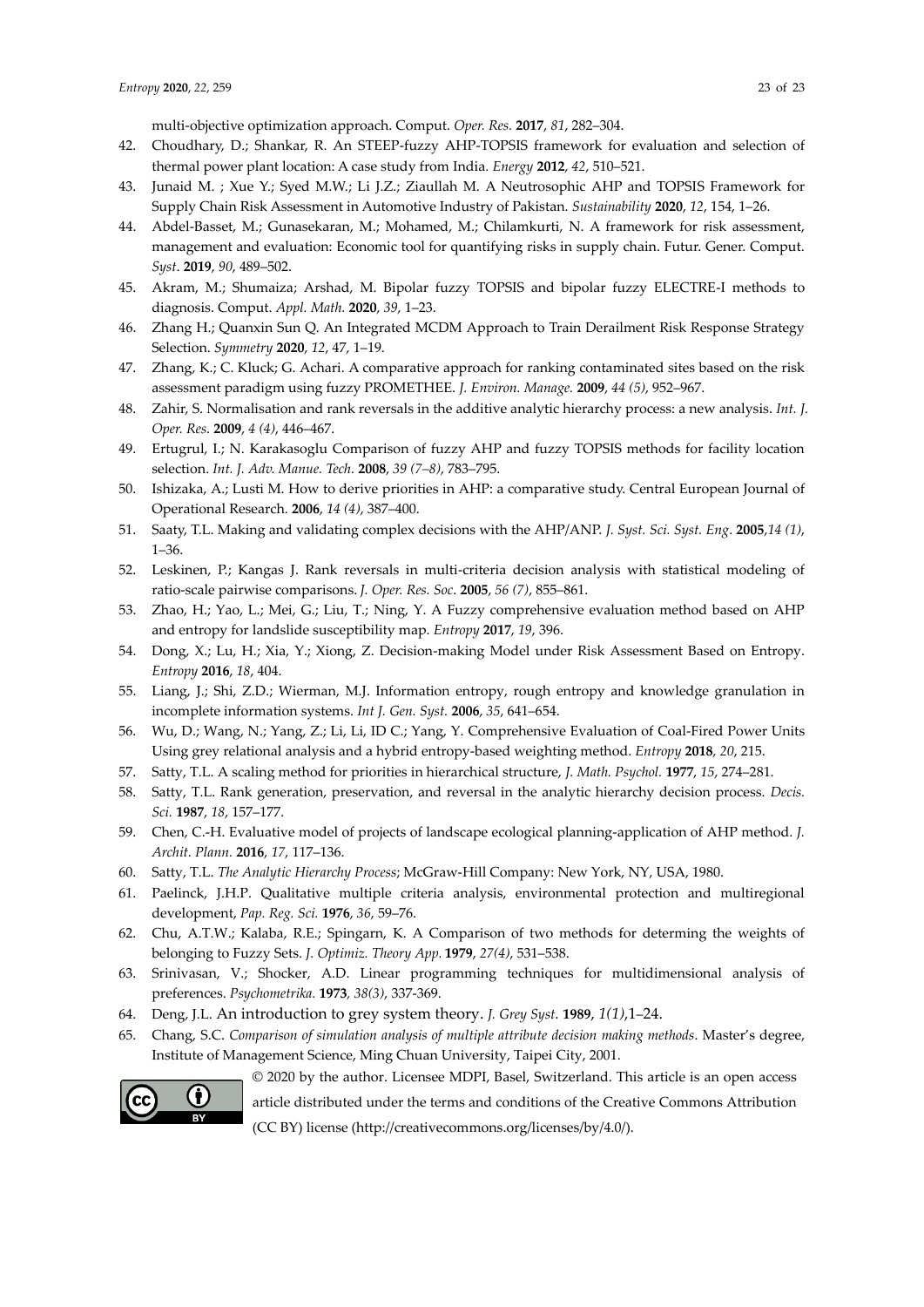multi-objective optimization approach. Comput. *Oper. Res.* **2017**, *81*, 282–304.

42. Choudhary, D.; Shankar, R. An STEEP-fuzzy AHP-TOPSIS framework for evaluation and selection of thermal power plant location: A case study from India. *Energy* **2012**, *42*, 510–521.
43. Junaid M. ; Xue Y.; Syed M.W.; Li J.Z.; Ziaullah M. A Neutrosophic AHP and TOPSIS Framework for Supply Chain Risk Assessment in Automotive Industry of Pakistan. *Sustainability* **2020**, *12*, 154, 1–26.
44. Abdel-Basset, M.; Gunasekaran, M.; Mohamed, M.; Chilamkurti, N. A framework for risk assessment, management and evaluation: Economic tool for quantifying risks in supply chain. Futur. Gener. Comput. *Syst*. **2019**, *90*, 489–502.
45. Akram, M.; Shumaiza; Arshad, M. Bipolar fuzzy TOPSIS and bipolar fuzzy ELECTRE-I methods to diagnosis. Comput. *Appl. Math.* **2020**, *39*, 1–23.
46. Zhang H.; Quanxin Sun Q. An Integrated MCDM Approach to Train Derailment Risk Response Strategy Selection. *Symmetry* **2020**, *12*, 47, 1–19.
47. Zhang, K.; C. Kluck; G. Achari. A comparative approach for ranking contaminated sites based on the risk assessment paradigm using fuzzy PROMETHEE. *J. Environ. Manage.* **2009**, *44 (5)*, 952–967.
48. Zahir, S. Normalisation and rank reversals in the additive analytic hierarchy process: a new analysis. *Int. J. Oper. Res*. **2009**, *4 (4)*, 446–467.
49. Ertugrul, I.; N. Karakasoglu Comparison of fuzzy AHP and fuzzy TOPSIS methods for facility location selection. *Int. J. Adv. Manue. Tech.* **2008**, *39 (7–8)*, 783–795.
50. Ishizaka, A.; Lusti M. How to derive priorities in AHP: a comparative study. Central European Journal of Operational Research. **2006**, *14 (4)*, 387–400.
51. Saaty, T.L. Making and validating complex decisions with the AHP/ANP. *J. Syst. Sci. Syst. Eng*. **2005**,*14 (1)*, 1–36.
52. Leskinen, P.; Kangas J. Rank reversals in multi-criteria decision analysis with statistical modeling of ratio-scale pairwise comparisons. *J. Oper. Res. Soc*. **2005**, *56 (7)*, 855–861.
53. Zhao, H.; Yao, L.; Mei, G.; Liu, T.; Ning, Y. A Fuzzy comprehensive evaluation method based on AHP and entropy for landslide susceptibility map. *Entropy* **2017**, *19*, 396.
54. Dong, X.; Lu, H.; Xia, Y.; Xiong, Z. Decision-making Model under Risk Assessment Based on Entropy. *Entropy* **2016**, *18*, 404.
55. Liang, J.; Shi, Z.D.; Wierman, M.J. Information entropy, rough entropy and knowledge granulation in incomplete information systems. *Int J. Gen. Syst.* **2006**, *35*, 641–654.
56. Wu, D.; Wang, N.; Yang, Z.; Li, Li, ID C.; Yang, Y. Comprehensive Evaluation of Coal-Fired Power Units Using grey relational analysis and a hybrid entropy-based weighting method. *Entropy* **2018**, *20*, 215.
57. Satty, T.L. A scaling method for priorities in hierarchical structure, *J. Math. Psychol.* **1977**, *15*, 274–281.
58. Satty, T.L. Rank generation, preservation, and reversal in the analytic hierarchy decision process. *Decis. Sci.* **1987**, *18*, 157–177.
59. Chen, C.-H. Evaluative model of projects of landscape ecological planning-application of AHP method. *J. Archit. Plann.* **2016**, *17*, 117–136.
60. Satty, T.L. *The Analytic Hierarchy Process*; McGraw-Hill Company: New York, NY, USA, 1980.
61. Paelinck, J.H.P. Qualitative multiple criteria analysis, environmental protection and multiregional development, *Pap. Reg. Sci.* **1976**, *36*, 59–76.
62. Chu, A.T.W.; Kalaba, R.E.; Spingarn, K. A Comparison of two methods for determing the weights of belonging to Fuzzy Sets. *J. Optimiz. Theory App.* **1979**, *27(4)*, 531–538.
63. Srinivasan, V.; Shocker, A.D. Linear programming techniques for multidimensional analysis of preferences. *Psychometrika.* **1973**, *38(3)*, 337-369.
64. Deng, J.L. An introduction to grey system theory. *J. Grey Syst.* **1989**, *1(1)*,1–24.
65. Chang, S.C. *Comparison of simulation analysis of multiple attribute decision making methods*. Master's degree, Institute of Management Science, Ming Chuan University, Taipei City, 2001.

© 2020 by the author. Licensee MDPI, Basel, Switzerland. This article is an open access article distributed under the terms and conditions of the Creative Commons Attribution (CC BY) license (http://creativecommons.org/licenses/by/4.0/).